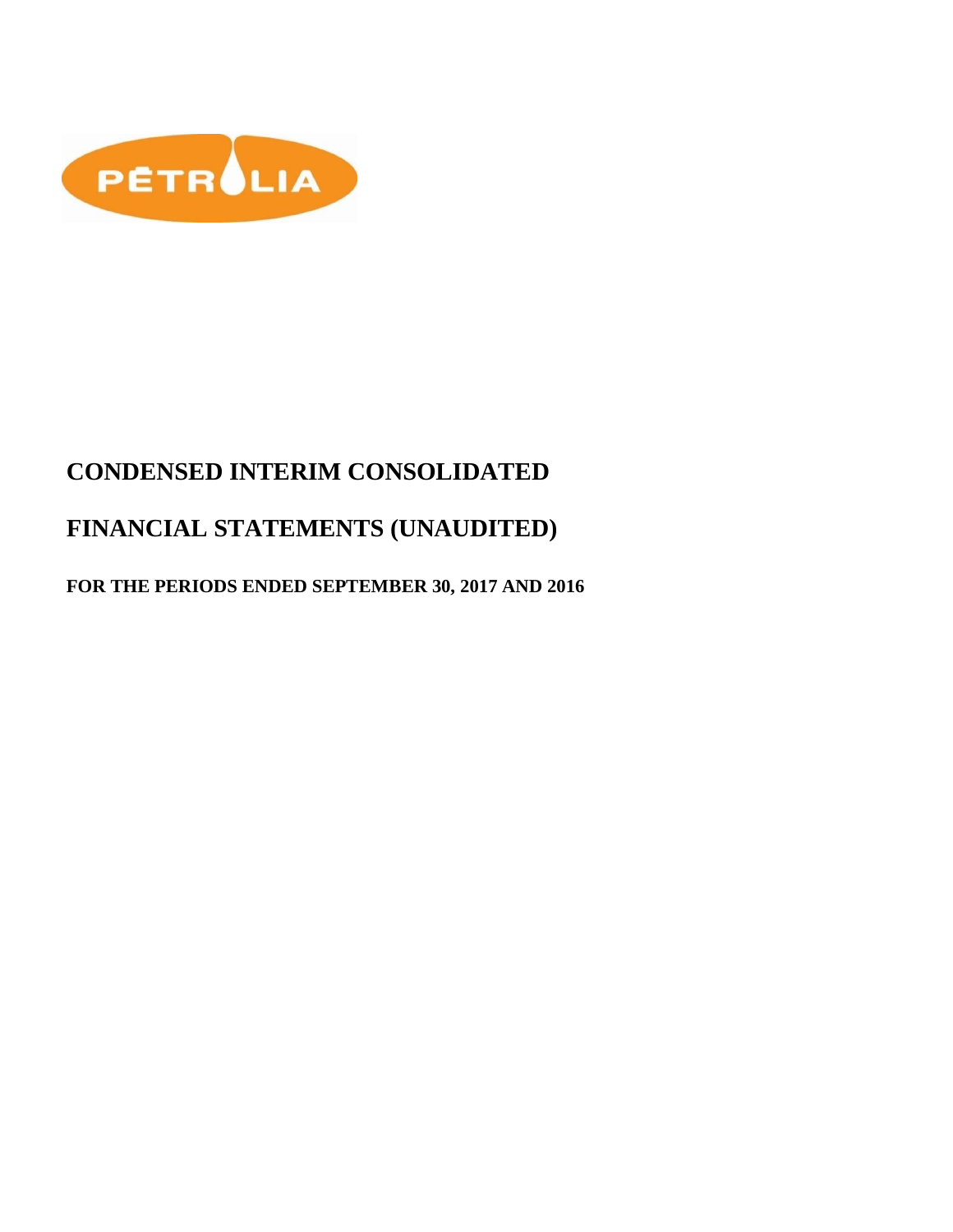# CONDENSED INTERIM CONSOLIDATED

# FINANCIAL STATEMENTS (UNAUDITED)

**FOR THE PERIODS ENDED SEPTEMBER 30, 2017 AND 2016**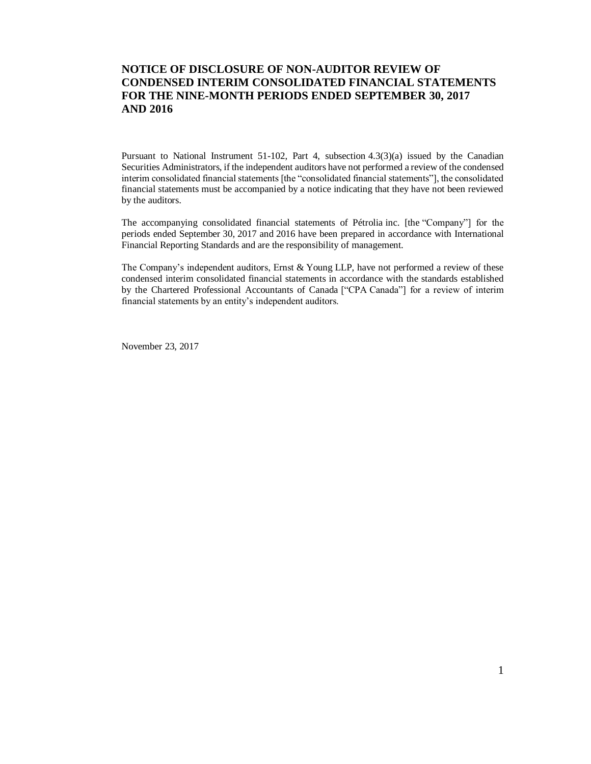# NOTICE OF DISCLOSURE OF NON-AUDITOR REVIEW OF CONDENSED INTERIM CONSOLIDATED FINANCIAL STATEMENTS FOR THE NINE-MONTH PERIODS ENDED SEPTEMBER 30, 2017 AND 2016

Pursuant to National Instrument 51-102, Part 4, subsection 4.3(3)(a) issued by the Canadian Securities Administrators, if the independent auditors have not performed a review of the condensed interim consolidated financial statements [the "consolidated financial statements"], the consolidated financial statements must be accompanied by a notice indicating that they have not been reviewed by the auditors.

The accompanying consolidated financial statements of Pétrolia inc. [the "Company"] for the periods ended September 30, 2017 and 2016 have been prepared in accordance with International Financial Reporting Standards and are the responsibility of management.

The Company's independent auditors, Ernst & Young LLP, have not performed a review of these condensed interim consolidated financial statements in accordance with the standards established by the Chartered Professional Accountants of Canada ["CPA Canada"] for a review of interim financial statements by an entity's independent auditors.

November 23, 2017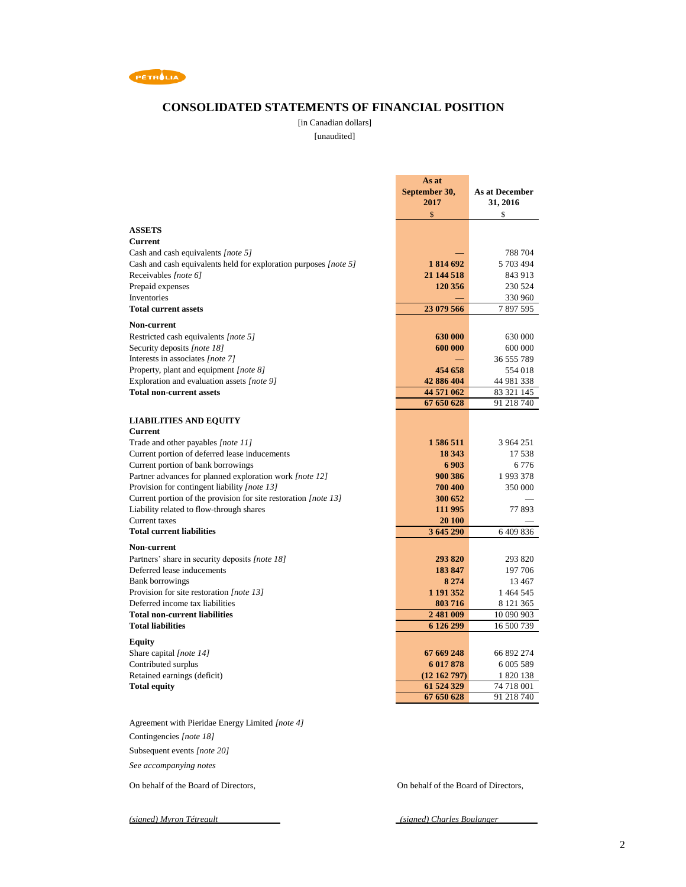# CONSOLIDATED STATEMENTS OF FINANCIAL POSITION

[in Canadian dollars]

[unaudited]

| | As at September 30, 2017 | As at December 31, 2016 |
|---|---|---|
| | $ | $ |
| **ASSETS** | | |
| **Current** | | |
| Cash and cash equivalents *[note 5]* | — | 788 704 |
| Cash and cash equivalents held for exploration purposes *[note 5]* | **1 814 692** | 5 703 494 |
| Receivables *[note 6]* | **21 144 518** | 843 913 |
| Prepaid expenses | **120 356** | 230 524 |
| Inventories | — | 330 960 |
| **Total current assets** | **23 079 566** | 7 897 595 |
| **Non-current** | | |
| Restricted cash equivalents *[note 5]* | **630 000** | 630 000 |
| Security deposits *[note 18]* | **600 000** | 600 000 |
| Interests in associates *[note 7]* | — | 36 555 789 |
| Property, plant and equipment *[note 8]* | **454 658** | 554 018 |
| Exploration and evaluation assets *[note 9]* | **42 886 404** | 44 981 338 |
| **Total non-current assets** | **44 571 062** | 83 321 145 |
| | **67 650 628** | 91 218 740 |
| **LIABILITIES AND EQUITY** | | |
| **Current** | | |
| Trade and other payables *[note 11]* | **1 586 511** | 3 964 251 |
| Current portion of deferred lease inducements | **18 343** | 17 538 |
| Current portion of bank borrowings | **6 903** | 6 776 |
| Partner advances for planned exploration work *[note 12]* | **900 386** | 1 993 378 |
| Provision for contingent liability *[note 13]* | **700 400** | 350 000 |
| Current portion of the provision for site restoration *[note 13]* | **300 652** | — |
| Liability related to flow-through shares | **111 995** | 77 893 |
| Current taxes | **20 100** | — |
| **Total current liabilities** | **3 645 290** | 6 409 836 |
| **Non-current** | | |
| Partners' share in security deposits *[note 18]* | **293 820** | 293 820 |
| Deferred lease inducements | **183 847** | 197 706 |
| Bank borrowings | **8 274** | 13 467 |
| Provision for site restoration *[note 13]* | **1 191 352** | 1 464 545 |
| Deferred income tax liabilities | **803 716** | 8 121 365 |
| **Total non-current liabilities** | **2 481 009** | 10 090 903 |
| **Total liabilities** | **6 126 299** | 16 500 739 |
| **Equity** | | |
| Share capital *[note 14]* | **67 669 248** | 66 892 274 |
| Contributed surplus | **6 017 878** | 6 005 589 |
| Retained earnings (deficit) | **(12 162 797)** | 1 820 138 |
| **Total equity** | **61 524 329** | 74 718 001 |
| | **67 650 628** | 91 218 740 |

Agreement with Pieridae Energy Limited *[note 4]*

Contingencies *[note 18]*

Subsequent events *[note 20]*

*See accompanying notes*

On behalf of the Board of Directors,

*(signed) Myron Tétreault*

On behalf of the Board of Directors,

*(signed) Charles Boulanger*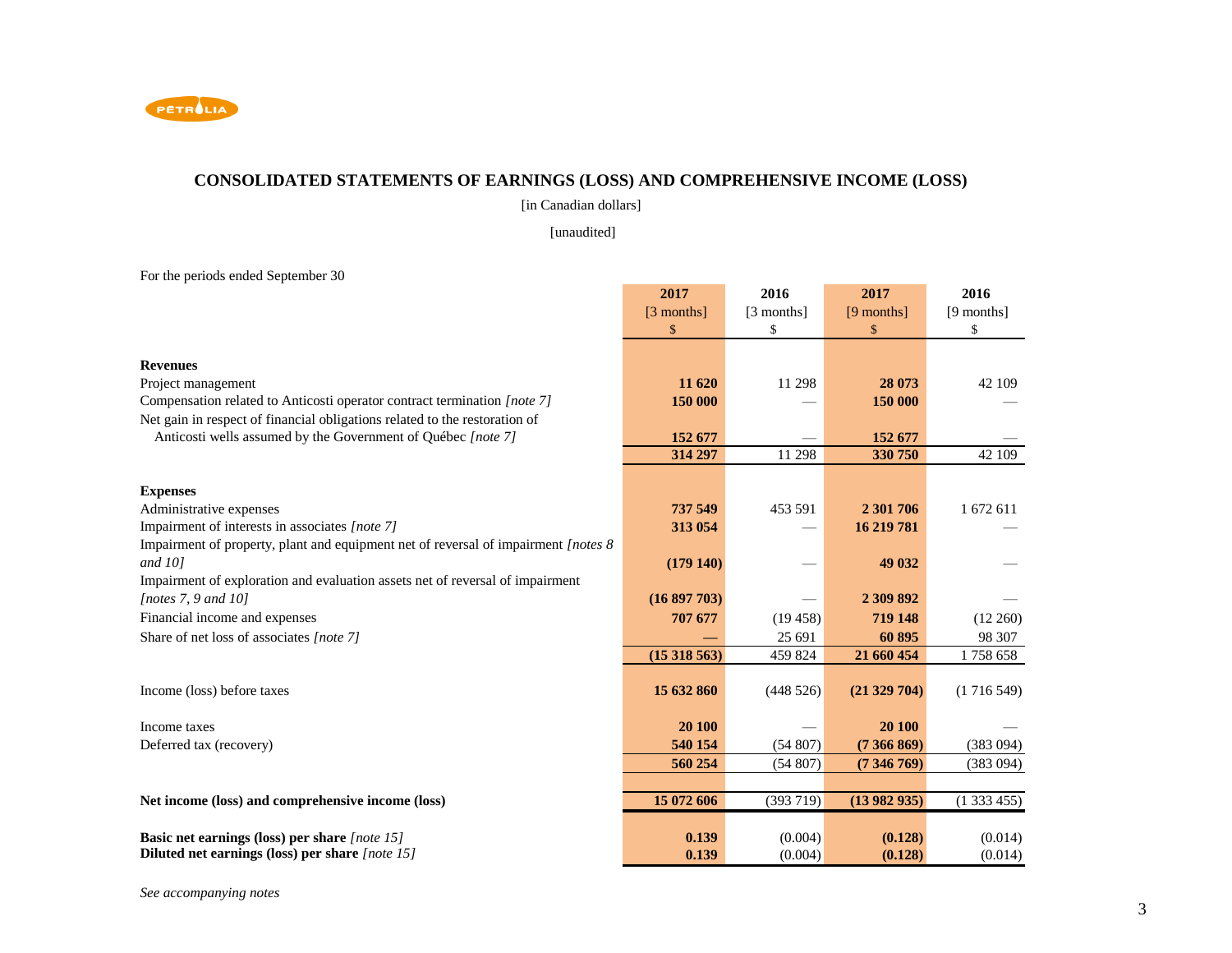PÉTROLIA

# CONSOLIDATED STATEMENTS OF EARNINGS (LOSS) AND COMPREHENSIVE INCOME (LOSS)

[in Canadian dollars]

[unaudited]

For the periods ended September 30

| | 2017 [3 months] $ | 2016 [3 months] $ | 2017 [9 months] $ | 2016 [9 months] $ |
|---|---|---|---|---|
| **Revenues** | | | | |
| Project management | **11 620** | 11 298 | **28 073** | 42 109 |
| Compensation related to Anticosti operator contract termination *[note 7]* | **150 000** | — | **150 000** | — |
| Net gain in respect of financial obligations related to the restoration of Anticosti wells assumed by the Government of Québec *[note 7]* | **152 677** | — | **152 677** | — |
| | **314 297** | 11 298 | **330 750** | 42 109 |
| **Expenses** | | | | |
| Administrative expenses | **737 549** | 453 591 | **2 301 706** | 1 672 611 |
| Impairment of interests in associates *[note 7]* | **313 054** | — | **16 219 781** | — |
| Impairment of property, plant and equipment net of reversal of impairment *[notes 8 and 10]* | **(179 140)** | — | **49 032** | — |
| Impairment of exploration and evaluation assets net of reversal of impairment *[notes 7, 9 and 10]* | **(16 897 703)** | — | **2 309 892** | — |
| Financial income and expenses | **707 677** | (19 458) | **719 148** | (12 260) |
| Share of net loss of associates *[note 7]* | **—** | 25 691 | **60 895** | 98 307 |
| | **(15 318 563)** | 459 824 | **21 660 454** | 1 758 658 |
| Income (loss) before taxes | **15 632 860** | (448 526) | **(21 329 704)** | (1 716 549) |
| Income taxes | **20 100** | — | **20 100** | — |
| Deferred tax (recovery) | **540 154** | (54 807) | **(7 366 869)** | (383 094) |
| | **560 254** | (54 807) | **(7 346 769)** | (383 094) |
| **Net income (loss) and comprehensive income (loss)** | **15 072 606** | (393 719) | **(13 982 935)** | (1 333 455) |
| **Basic net earnings (loss) per share** *[note 15]* | **0.139** | (0.004) | **(0.128)** | (0.014) |
| **Diluted net earnings (loss) per share** *[note 15]* | **0.139** | (0.004) | **(0.128)** | (0.014) |

*See accompanying notes*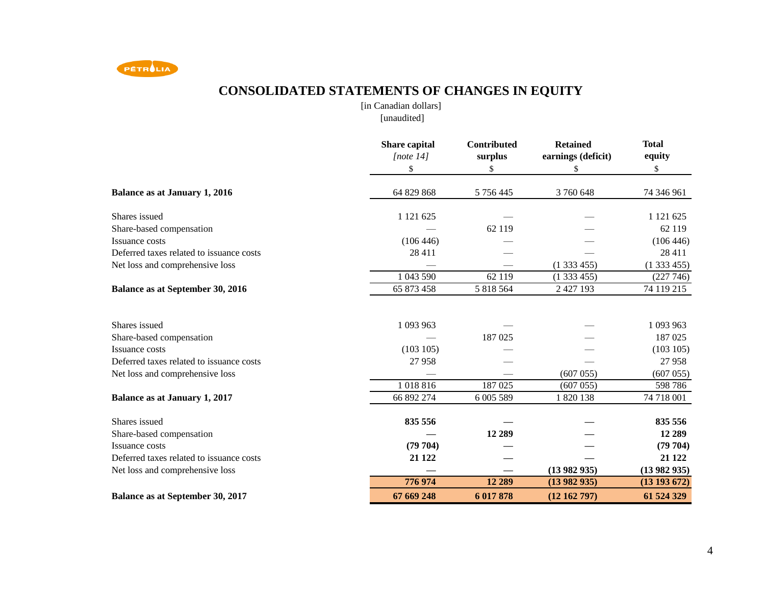# CONSOLIDATED STATEMENTS OF CHANGES IN EQUITY

[in Canadian dollars]
[unaudited]

| | Share capital *[note 14]* $ | Contributed surplus $ | Retained earnings (deficit) $ | Total equity $ |
|---|---|---|---|---|
| **Balance as at January 1, 2016** | 64 829 868 | 5 756 445 | 3 760 648 | 74 346 961 |
| Shares issued | 1 121 625 | — | — | 1 121 625 |
| Share-based compensation | — | 62 119 | — | 62 119 |
| Issuance costs | (106 446) | — | — | (106 446) |
| Deferred taxes related to issuance costs | 28 411 | — | — | 28 411 |
| Net loss and comprehensive loss | — | — | (1 333 455) | (1 333 455) |
| | 1 043 590 | 62 119 | (1 333 455) | (227 746) |
| **Balance as at September 30, 2016** | 65 873 458 | 5 818 564 | 2 427 193 | 74 119 215 |
| Shares issued | 1 093 963 | — | — | 1 093 963 |
| Share-based compensation | — | 187 025 | — | 187 025 |
| Issuance costs | (103 105) | — | — | (103 105) |
| Deferred taxes related to issuance costs | 27 958 | — | — | 27 958 |
| Net loss and comprehensive loss | — | — | (607 055) | (607 055) |
| | 1 018 816 | 187 025 | (607 055) | 598 786 |
| **Balance as at January 1, 2017** | 66 892 274 | 6 005 589 | 1 820 138 | 74 718 001 |
| Shares issued | **835 556** | **—** | **—** | **835 556** |
| Share-based compensation | **—** | **12 289** | **—** | **12 289** |
| Issuance costs | **(79 704)** | **—** | **—** | **(79 704)** |
| Deferred taxes related to issuance costs | **21 122** | **—** | **—** | **21 122** |
| Net loss and comprehensive loss | **—** | **—** | **(13 982 935)** | **(13 982 935)** |
| | **776 974** | **12 289** | **(13 982 935)** | **(13 193 672)** |
| **Balance as at September 30, 2017** | **67 669 248** | **6 017 878** | **(12 162 797)** | **61 524 329** |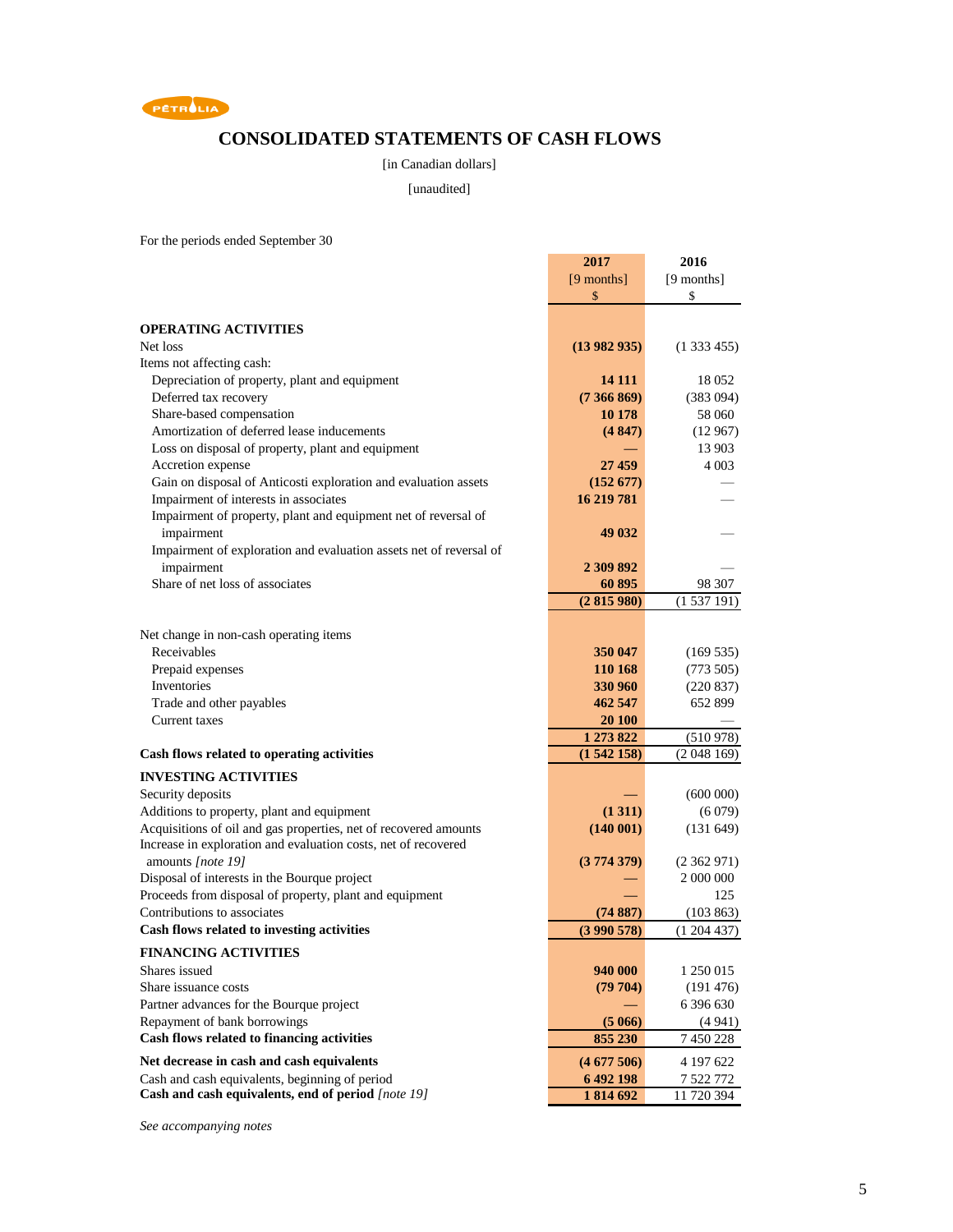# CONSOLIDATED STATEMENTS OF CASH FLOWS

[in Canadian dollars]

[unaudited]

For the periods ended September 30

| | 2017<br>[9 months]<br>$ | 2016<br>[9 months]<br>$ |
|---|---|---|
| **OPERATING ACTIVITIES** | | |
| Net loss | **(13 982 935)** | (1 333 455) |
| Items not affecting cash: | | |
| Depreciation of property, plant and equipment | **14 111** | 18 052 |
| Deferred tax recovery | **(7 366 869)** | (383 094) |
| Share-based compensation | **10 178** | 58 060 |
| Amortization of deferred lease inducements | **(4 847)** | (12 967) |
| Loss on disposal of property, plant and equipment | **—** | 13 903 |
| Accretion expense | **27 459** | 4 003 |
| Gain on disposal of Anticosti exploration and evaluation assets | **(152 677)** | — |
| Impairment of interests in associates | **16 219 781** | — |
| Impairment of property, plant and equipment net of reversal of impairment | **49 032** | — |
| Impairment of exploration and evaluation assets net of reversal of impairment | **2 309 892** | — |
| Share of net loss of associates | **60 895** | 98 307 |
| | **(2 815 980)** | (1 537 191) |
| Net change in non-cash operating items | | |
| Receivables | **350 047** | (169 535) |
| Prepaid expenses | **110 168** | (773 505) |
| Inventories | **330 960** | (220 837) |
| Trade and other payables | **462 547** | 652 899 |
| Current taxes | **20 100** | — |
| | **1 273 822** | (510 978) |
| **Cash flows related to operating activities** | **(1 542 158)** | (2 048 169) |
| **INVESTING ACTIVITIES** | | |
| Security deposits | **—** | (600 000) |
| Additions to property, plant and equipment | **(1 311)** | (6 079) |
| Acquisitions of oil and gas properties, net of recovered amounts | **(140 001)** | (131 649) |
| Increase in exploration and evaluation costs, net of recovered amounts *[note 19]* | **(3 774 379)** | (2 362 971) |
| Disposal of interests in the Bourque project | **—** | 2 000 000 |
| Proceeds from disposal of property, plant and equipment | **—** | 125 |
| Contributions to associates | **(74 887)** | (103 863) |
| **Cash flows related to investing activities** | **(3 990 578)** | (1 204 437) |
| **FINANCING ACTIVITIES** | | |
| Shares issued | **940 000** | 1 250 015 |
| Share issuance costs | **(79 704)** | (191 476) |
| Partner advances for the Bourque project | **—** | 6 396 630 |
| Repayment of bank borrowings | **(5 066)** | (4 941) |
| **Cash flows related to financing activities** | **855 230** | 7 450 228 |
| **Net decrease in cash and cash equivalents** | **(4 677 506)** | 4 197 622 |
| Cash and cash equivalents, beginning of period | **6 492 198** | 7 522 772 |
| **Cash and cash equivalents, end of period** *[note 19]* | **1 814 692** | 11 720 394 |

*See accompanying notes*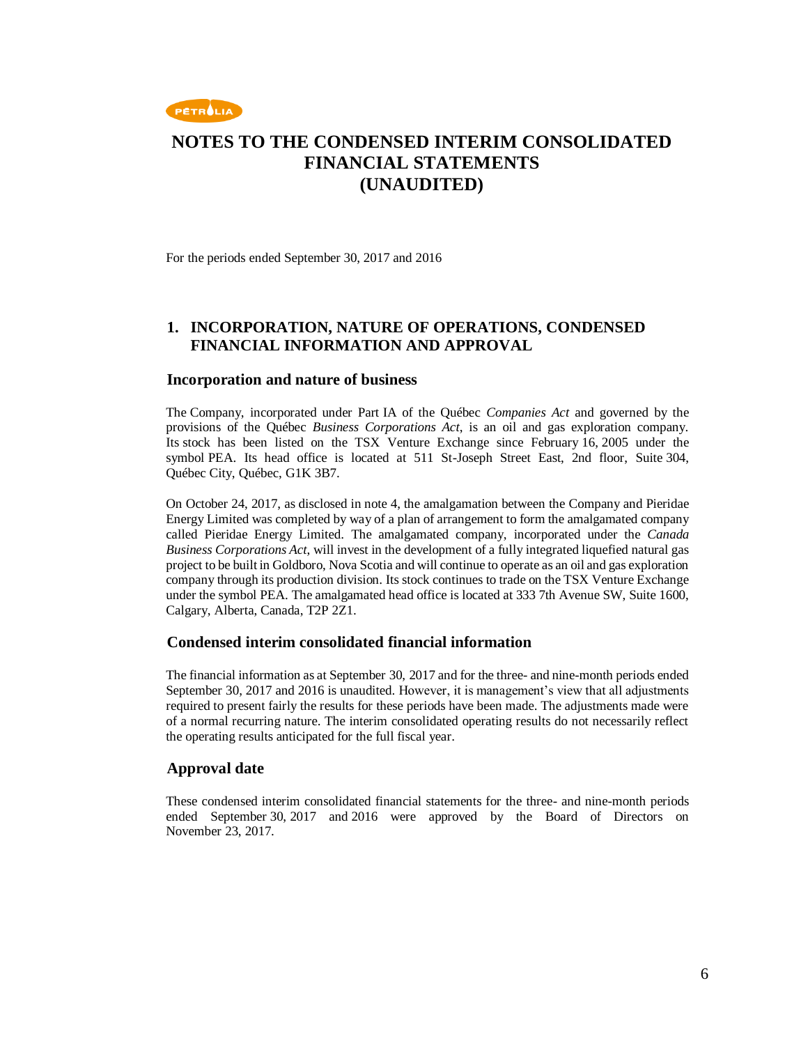# NOTES TO THE CONDENSED INTERIM CONSOLIDATED FINANCIAL STATEMENTS (UNAUDITED)

For the periods ended September 30, 2017 and 2016

## 1. INCORPORATION, NATURE OF OPERATIONS, CONDENSED FINANCIAL INFORMATION AND APPROVAL

### Incorporation and nature of business

The Company, incorporated under Part IA of the Québec *Companies Act* and governed by the provisions of the Québec *Business Corporations Act*, is an oil and gas exploration company. Its stock has been listed on the TSX Venture Exchange since February 16, 2005 under the symbol PEA. Its head office is located at 511 St-Joseph Street East, 2nd floor, Suite 304, Québec City, Québec, G1K 3B7.

On October 24, 2017, as disclosed in note 4, the amalgamation between the Company and Pieridae Energy Limited was completed by way of a plan of arrangement to form the amalgamated company called Pieridae Energy Limited. The amalgamated company, incorporated under the *Canada Business Corporations Act*, will invest in the development of a fully integrated liquefied natural gas project to be built in Goldboro, Nova Scotia and will continue to operate as an oil and gas exploration company through its production division. Its stock continues to trade on the TSX Venture Exchange under the symbol PEA. The amalgamated head office is located at 333 7th Avenue SW, Suite 1600, Calgary, Alberta, Canada, T2P 2Z1.

### Condensed interim consolidated financial information

The financial information as at September 30, 2017 and for the three- and nine-month periods ended September 30, 2017 and 2016 is unaudited. However, it is management's view that all adjustments required to present fairly the results for these periods have been made. The adjustments made were of a normal recurring nature. The interim consolidated operating results do not necessarily reflect the operating results anticipated for the full fiscal year.

### Approval date

These condensed interim consolidated financial statements for the three- and nine-month periods ended September 30, 2017 and 2016 were approved by the Board of Directors on November 23, 2017.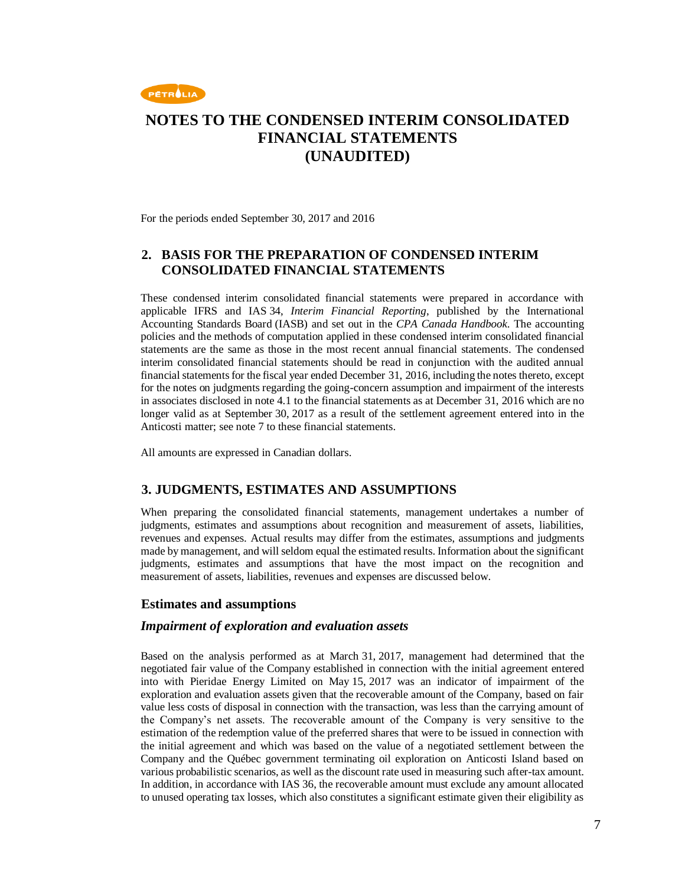# NOTES TO THE CONDENSED INTERIM CONSOLIDATED FINANCIAL STATEMENTS (UNAUDITED)

For the periods ended September 30, 2017 and 2016

## 2. BASIS FOR THE PREPARATION OF CONDENSED INTERIM CONSOLIDATED FINANCIAL STATEMENTS

These condensed interim consolidated financial statements were prepared in accordance with applicable IFRS and IAS 34, *Interim Financial Reporting*, published by the International Accounting Standards Board (IASB) and set out in the *CPA Canada Handbook.* The accounting policies and the methods of computation applied in these condensed interim consolidated financial statements are the same as those in the most recent annual financial statements. The condensed interim consolidated financial statements should be read in conjunction with the audited annual financial statements for the fiscal year ended December 31, 2016, including the notes thereto, except for the notes on judgments regarding the going-concern assumption and impairment of the interests in associates disclosed in note 4.1 to the financial statements as at December 31, 2016 which are no longer valid as at September 30, 2017 as a result of the settlement agreement entered into in the Anticosti matter; see note 7 to these financial statements.

All amounts are expressed in Canadian dollars.

## 3. JUDGMENTS, ESTIMATES AND ASSUMPTIONS

When preparing the consolidated financial statements, management undertakes a number of judgments, estimates and assumptions about recognition and measurement of assets, liabilities, revenues and expenses. Actual results may differ from the estimates, assumptions and judgments made by management, and will seldom equal the estimated results. Information about the significant judgments, estimates and assumptions that have the most impact on the recognition and measurement of assets, liabilities, revenues and expenses are discussed below.

### Estimates and assumptions

#### *Impairment of exploration and evaluation assets*

Based on the analysis performed as at March 31, 2017, management had determined that the negotiated fair value of the Company established in connection with the initial agreement entered into with Pieridae Energy Limited on May 15, 2017 was an indicator of impairment of the exploration and evaluation assets given that the recoverable amount of the Company, based on fair value less costs of disposal in connection with the transaction, was less than the carrying amount of the Company's net assets. The recoverable amount of the Company is very sensitive to the estimation of the redemption value of the preferred shares that were to be issued in connection with the initial agreement and which was based on the value of a negotiated settlement between the Company and the Québec government terminating oil exploration on Anticosti Island based on various probabilistic scenarios, as well as the discount rate used in measuring such after-tax amount. In addition, in accordance with IAS 36, the recoverable amount must exclude any amount allocated to unused operating tax losses, which also constitutes a significant estimate given their eligibility as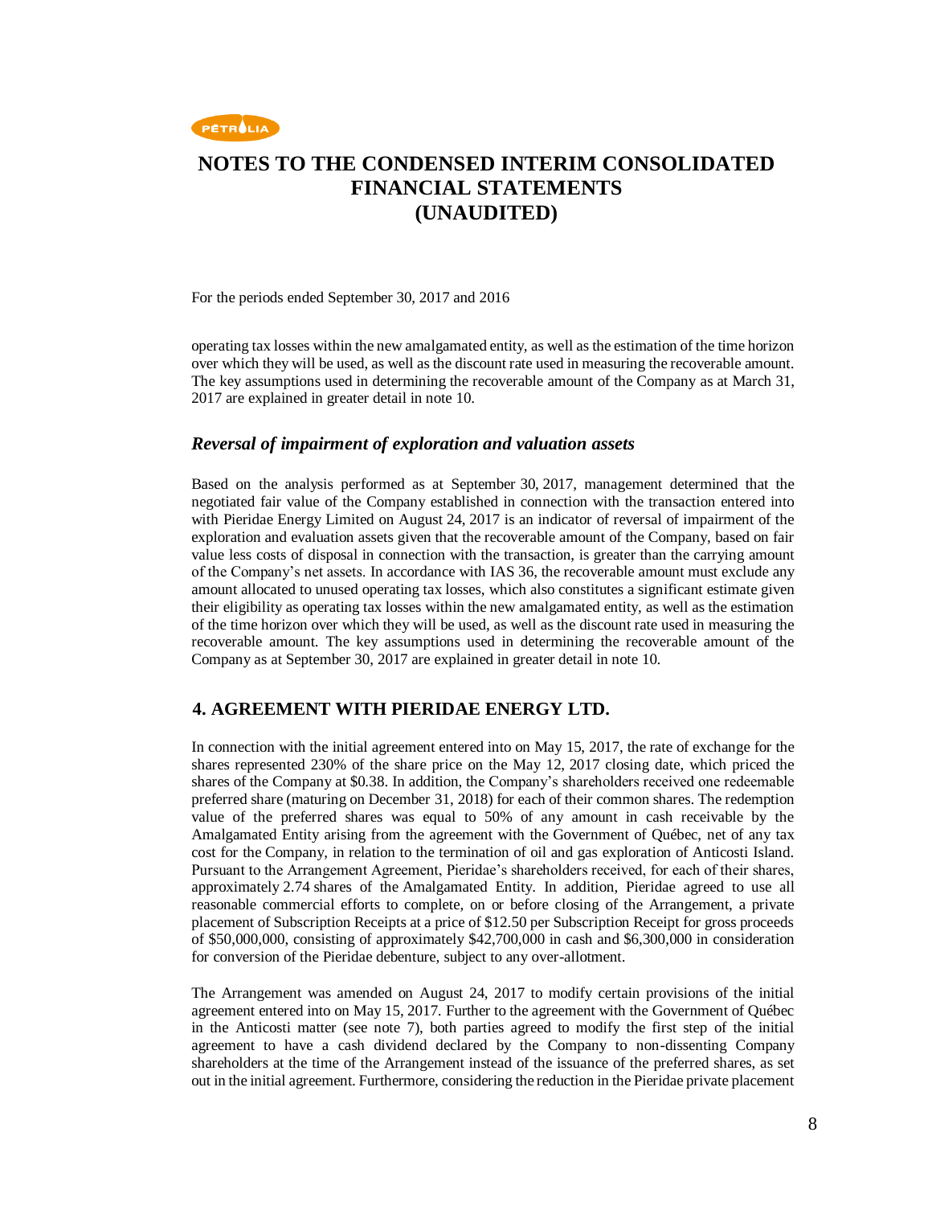operating tax losses within the new amalgamated entity, as well as the estimation of the time horizon over which they will be used, as well as the discount rate used in measuring the recoverable amount. The key assumptions used in determining the recoverable amount of the Company as at March 31, 2017 are explained in greater detail in note 10.

### *Reversal of impairment of exploration and valuation assets*

Based on the analysis performed as at September 30, 2017, management determined that the negotiated fair value of the Company established in connection with the transaction entered into with Pieridae Energy Limited on August 24, 2017 is an indicator of reversal of impairment of the exploration and evaluation assets given that the recoverable amount of the Company, based on fair value less costs of disposal in connection with the transaction, is greater than the carrying amount of the Company's net assets. In accordance with IAS 36, the recoverable amount must exclude any amount allocated to unused operating tax losses, which also constitutes a significant estimate given their eligibility as operating tax losses within the new amalgamated entity, as well as the estimation of the time horizon over which they will be used, as well as the discount rate used in measuring the recoverable amount. The key assumptions used in determining the recoverable amount of the Company as at September 30, 2017 are explained in greater detail in note 10.

## 4. AGREEMENT WITH PIERIDAE ENERGY LTD.

In connection with the initial agreement entered into on May 15, 2017, the rate of exchange for the shares represented 230% of the share price on the May 12, 2017 closing date, which priced the shares of the Company at $0.38. In addition, the Company's shareholders received one redeemable preferred share (maturing on December 31, 2018) for each of their common shares. The redemption value of the preferred shares was equal to 50% of any amount in cash receivable by the Amalgamated Entity arising from the agreement with the Government of Québec, net of any tax cost for the Company, in relation to the termination of oil and gas exploration of Anticosti Island. Pursuant to the Arrangement Agreement, Pieridae's shareholders received, for each of their shares, approximately 2.74 shares of the Amalgamated Entity. In addition, Pieridae agreed to use all reasonable commercial efforts to complete, on or before closing of the Arrangement, a private placement of Subscription Receipts at a price of $12.50 per Subscription Receipt for gross proceeds of $50,000,000, consisting of approximately $42,700,000 in cash and $6,300,000 in consideration for conversion of the Pieridae debenture, subject to any over-allotment.

The Arrangement was amended on August 24, 2017 to modify certain provisions of the initial agreement entered into on May 15, 2017. Further to the agreement with the Government of Québec in the Anticosti matter (see note 7), both parties agreed to modify the first step of the initial agreement to have a cash dividend declared by the Company to non-dissenting Company shareholders at the time of the Arrangement instead of the issuance of the preferred shares, as set out in the initial agreement. Furthermore, considering the reduction in the Pieridae private placement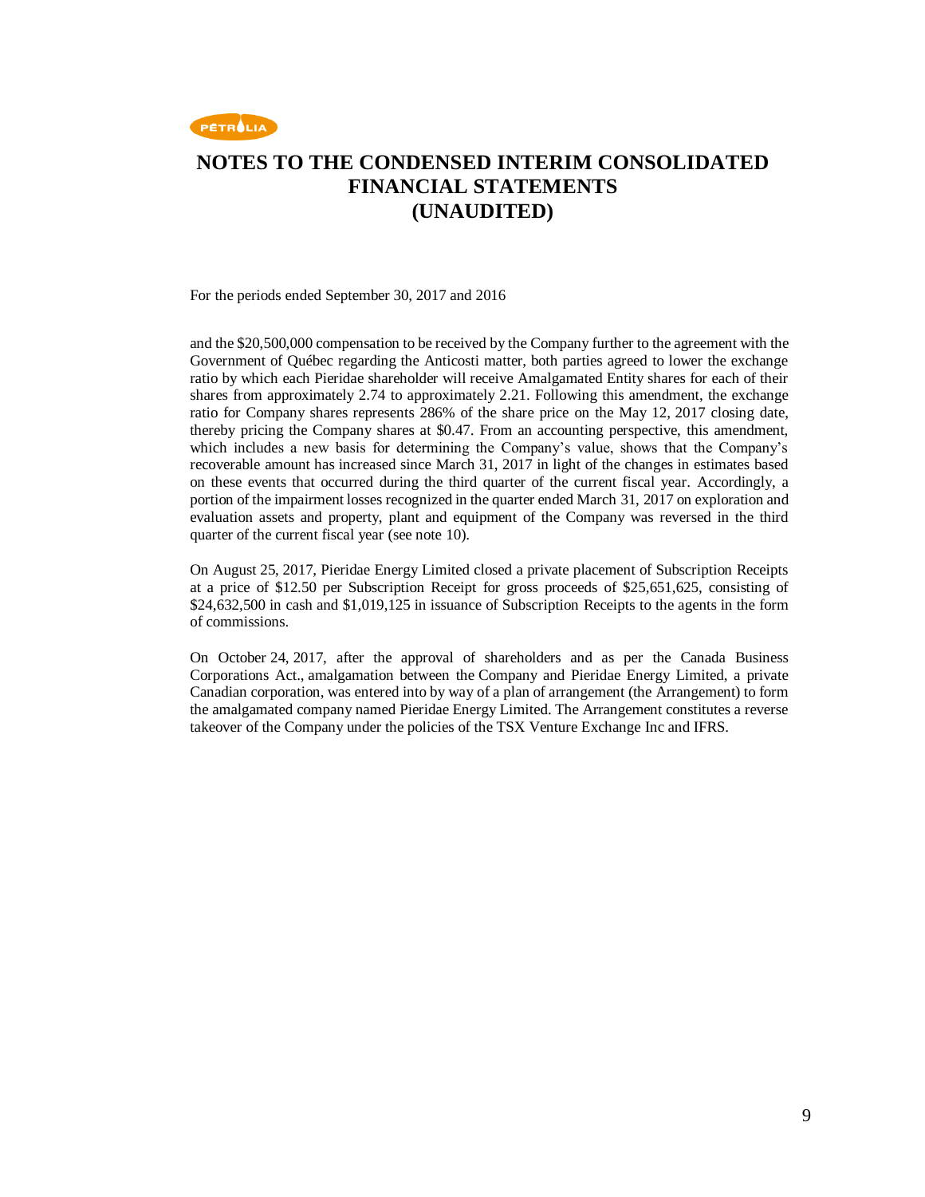# NOTES TO THE CONDENSED INTERIM CONSOLIDATED FINANCIAL STATEMENTS (UNAUDITED)

For the periods ended September 30, 2017 and 2016

and the $20,500,000 compensation to be received by the Company further to the agreement with the Government of Québec regarding the Anticosti matter, both parties agreed to lower the exchange ratio by which each Pieridae shareholder will receive Amalgamated Entity shares for each of their shares from approximately 2.74 to approximately 2.21. Following this amendment, the exchange ratio for Company shares represents 286% of the share price on the May 12, 2017 closing date, thereby pricing the Company shares at $0.47. From an accounting perspective, this amendment, which includes a new basis for determining the Company's value, shows that the Company's recoverable amount has increased since March 31, 2017 in light of the changes in estimates based on these events that occurred during the third quarter of the current fiscal year. Accordingly, a portion of the impairment losses recognized in the quarter ended March 31, 2017 on exploration and evaluation assets and property, plant and equipment of the Company was reversed in the third quarter of the current fiscal year (see note 10).

On August 25, 2017, Pieridae Energy Limited closed a private placement of Subscription Receipts at a price of $12.50 per Subscription Receipt for gross proceeds of $25,651,625, consisting of $24,632,500 in cash and $1,019,125 in issuance of Subscription Receipts to the agents in the form of commissions.

On October 24, 2017, after the approval of shareholders and as per the Canada Business Corporations Act., amalgamation between the Company and Pieridae Energy Limited, a private Canadian corporation, was entered into by way of a plan of arrangement (the Arrangement) to form the amalgamated company named Pieridae Energy Limited. The Arrangement constitutes a reverse takeover of the Company under the policies of the TSX Venture Exchange Inc and IFRS.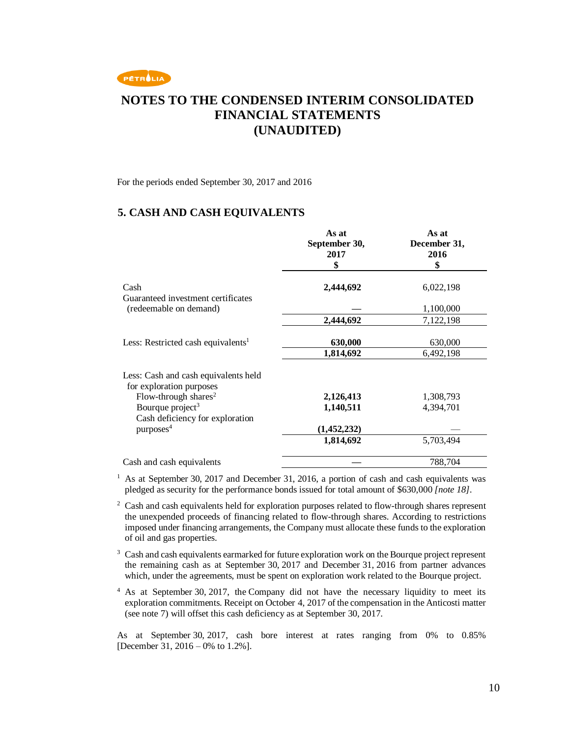# NOTES TO THE CONDENSED INTERIM CONSOLIDATED FINANCIAL STATEMENTS (UNAUDITED)

For the periods ended September 30, 2017 and 2016

## 5. CASH AND CASH EQUIVALENTS

| | As at September 30, 2017 $ | As at December 31, 2016 $ |
|---|---|---|
| Cash | **2,444,692** | 6,022,198 |
| Guaranteed investment certificates (redeemable on demand) | **—** | 1,100,000 |
| | **2,444,692** | 7,122,198 |
| Less: Restricted cash equivalents[1] | **630,000** | 630,000 |
| | **1,814,692** | 6,492,198 |
| Less: Cash and cash equivalents held for exploration purposes | | |
| Flow-through shares[2] | **2,126,413** | 1,308,793 |
| Bourque project[3] | **1,140,511** | 4,394,701 |
| Cash deficiency for exploration purposes[4] | **(1,452,232)** | — |
| | **1,814,692** | 5,703,494 |
| Cash and cash equivalents | **—** | 788,704 |

[1] As at September 30, 2017 and December 31, 2016, a portion of cash and cash equivalents was pledged as security for the performance bonds issued for total amount of $630,000 *[note 18]*.

[2] Cash and cash equivalents held for exploration purposes related to flow-through shares represent the unexpended proceeds of financing related to flow-through shares. According to restrictions imposed under financing arrangements, the Company must allocate these funds to the exploration of oil and gas properties.

[3] Cash and cash equivalents earmarked for future exploration work on the Bourque project represent the remaining cash as at September 30, 2017 and December 31, 2016 from partner advances which, under the agreements, must be spent on exploration work related to the Bourque project.

[4] As at September 30, 2017, the Company did not have the necessary liquidity to meet its exploration commitments. Receipt on October 4, 2017 of the compensation in the Anticosti matter (see note 7) will offset this cash deficiency as at September 30, 2017.

As at September 30, 2017, cash bore interest at rates ranging from 0% to 0.85% [December 31, 2016 – 0% to 1.2%].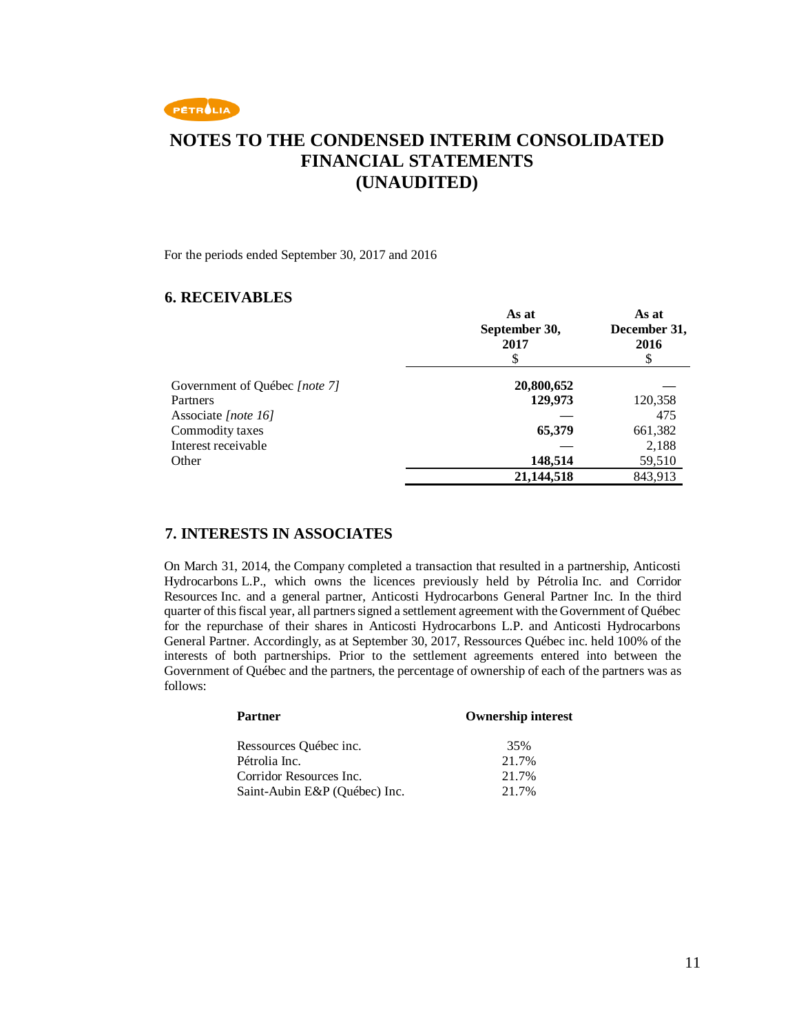# NOTES TO THE CONDENSED INTERIM CONSOLIDATED FINANCIAL STATEMENTS (UNAUDITED)

For the periods ended September 30, 2017 and 2016

## 6. RECEIVABLES

| | As at September 30, 2017 $ | As at December 31, 2016 $ |
|---|---|---|
| Government of Québec *[note 7]* | **20,800,652** | — |
| Partners | **129,973** | 120,358 |
| Associate *[note 16]* | — | 475 |
| Commodity taxes | **65,379** | 661,382 |
| Interest receivable | — | 2,188 |
| Other | **148,514** | 59,510 |
| | **21,144,518** | 843,913 |

## 7. INTERESTS IN ASSOCIATES

On March 31, 2014, the Company completed a transaction that resulted in a partnership, Anticosti Hydrocarbons L.P., which owns the licences previously held by Pétrolia Inc. and Corridor Resources Inc. and a general partner, Anticosti Hydrocarbons General Partner Inc. In the third quarter of this fiscal year, all partners signed a settlement agreement with the Government of Québec for the repurchase of their shares in Anticosti Hydrocarbons L.P. and Anticosti Hydrocarbons General Partner. Accordingly, as at September 30, 2017, Ressources Québec inc. held 100% of the interests of both partnerships. Prior to the settlement agreements entered into between the Government of Québec and the partners, the percentage of ownership of each of the partners was as follows:

| Partner | Ownership interest |
|---|---|
| Ressources Québec inc. | 35% |
| Pétrolia Inc. | 21.7% |
| Corridor Resources Inc. | 21.7% |
| Saint-Aubin E&P (Québec) Inc. | 21.7% |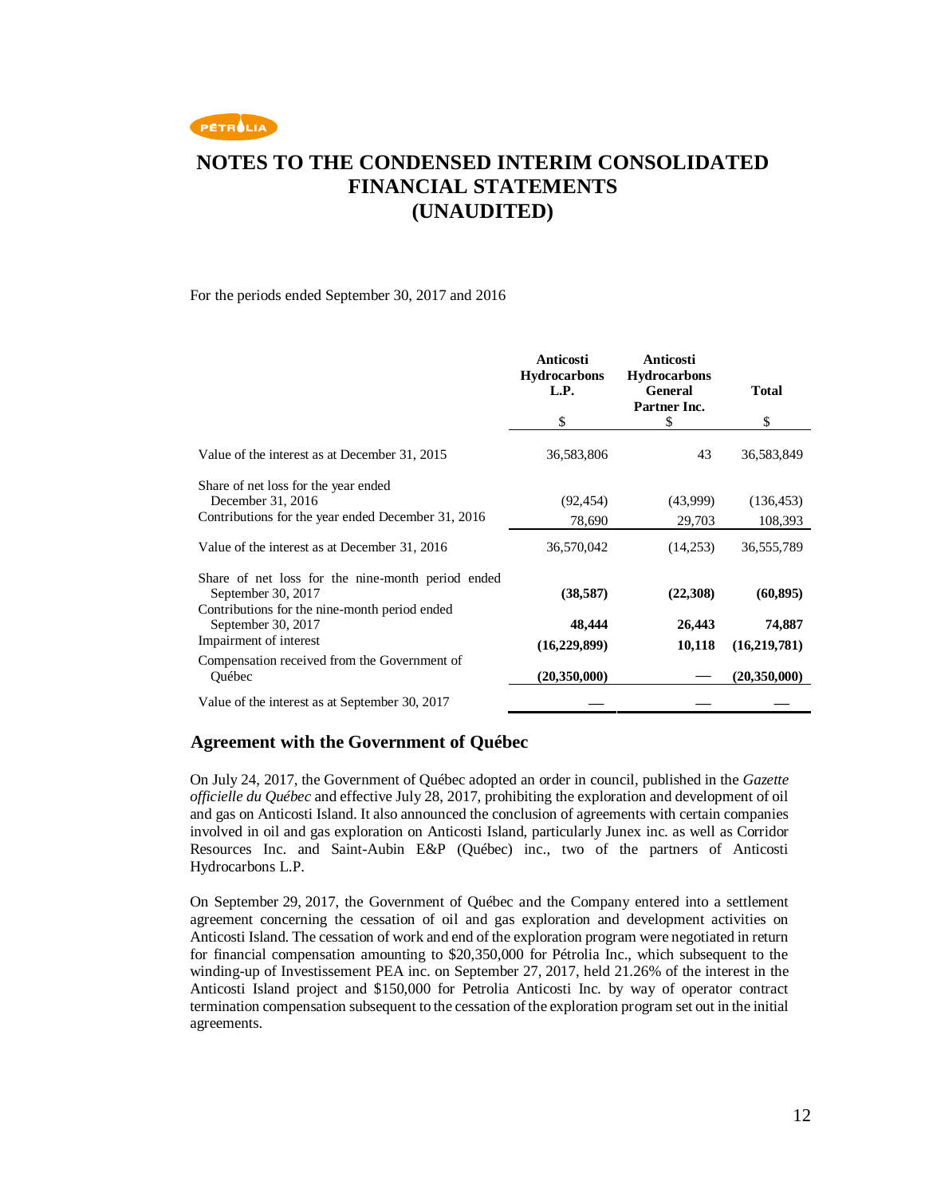# NOTES TO THE CONDENSED INTERIM CONSOLIDATED FINANCIAL STATEMENTS (UNAUDITED)

For the periods ended September 30, 2017 and 2016

| | Anticosti Hydrocarbons L.P. | Anticosti Hydrocarbons General Partner Inc. | Total |
|---|---|---|---|
| | $ | $ | $ |
| Value of the interest as at December 31, 2015 | 36,583,806 | 43 | 36,583,849 |
| Share of net loss for the year ended December 31, 2016 | (92,454) | (43,999) | (136,453) |
| Contributions for the year ended December 31, 2016 | 78,690 | 29,703 | 108,393 |
| Value of the interest as at December 31, 2016 | 36,570,042 | (14,253) | 36,555,789 |
| Share of net loss for the nine-month period ended September 30, 2017 | **(38,587)** | **(22,308)** | **(60,895)** |
| Contributions for the nine-month period ended September 30, 2017 | **48,444** | **26,443** | **74,887** |
| Impairment of interest | **(16,229,899)** | **10,118** | **(16,219,781)** |
| Compensation received from the Government of Québec | **(20,350,000)** | **—** | **(20,350,000)** |
| Value of the interest as at September 30, 2017 | **—** | **—** | **—** |

## Agreement with the Government of Québec

On July 24, 2017, the Government of Québec adopted an order in council, published in the *Gazette officielle du Québec* and effective July 28, 2017, prohibiting the exploration and development of oil and gas on Anticosti Island. It also announced the conclusion of agreements with certain companies involved in oil and gas exploration on Anticosti Island, particularly Junex inc. as well as Corridor Resources Inc. and Saint-Aubin E&P (Québec) inc., two of the partners of Anticosti Hydrocarbons L.P.

On September 29, 2017, the Government of Québec and the Company entered into a settlement agreement concerning the cessation of oil and gas exploration and development activities on Anticosti Island. The cessation of work and end of the exploration program were negotiated in return for financial compensation amounting to $20,350,000 for Pétrolia Inc., which subsequent to the winding-up of Investissement PEA inc. on September 27, 2017, held 21.26% of the interest in the Anticosti Island project and $150,000 for Petrolia Anticosti Inc. by way of operator contract termination compensation subsequent to the cessation of the exploration program set out in the initial agreements.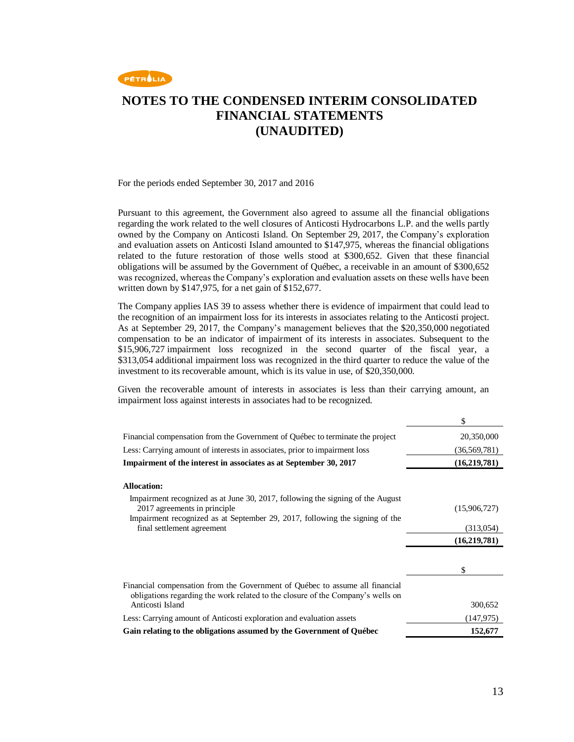# NOTES TO THE CONDENSED INTERIM CONSOLIDATED FINANCIAL STATEMENTS (UNAUDITED)

For the periods ended September 30, 2017 and 2016

Pursuant to this agreement, the Government also agreed to assume all the financial obligations regarding the work related to the well closures of Anticosti Hydrocarbons L.P. and the wells partly owned by the Company on Anticosti Island. On September 29, 2017, the Company's exploration and evaluation assets on Anticosti Island amounted to $147,975, whereas the financial obligations related to the future restoration of those wells stood at $300,652. Given that these financial obligations will be assumed by the Government of Québec, a receivable in an amount of $300,652 was recognized, whereas the Company's exploration and evaluation assets on these wells have been written down by $147,975, for a net gain of $152,677.

The Company applies IAS 39 to assess whether there is evidence of impairment that could lead to the recognition of an impairment loss for its interests in associates relating to the Anticosti project. As at September 29, 2017, the Company's management believes that the $20,350,000 negotiated compensation to be an indicator of impairment of its interests in associates. Subsequent to the $15,906,727 impairment loss recognized in the second quarter of the fiscal year, a $313,054 additional impairment loss was recognized in the third quarter to reduce the value of the investment to its recoverable amount, which is its value in use, of $20,350,000.

Given the recoverable amount of interests in associates is less than their carrying amount, an impairment loss against interests in associates had to be recognized.

| | $ |
|---|---|
| Financial compensation from the Government of Québec to terminate the project | 20,350,000 |
| Less: Carrying amount of interests in associates, prior to impairment loss | (36,569,781) |
| **Impairment of the interest in associates as at September 30, 2017** | **(16,219,781)** |
| | |
| **Allocation:** | |
| Impairment recognized as at June 30, 2017, following the signing of the August 2017 agreements in principle | (15,906,727) |
| Impairment recognized as at September 29, 2017, following the signing of the final settlement agreement | (313,054) |
| | **(16,219,781)** |

| | $ |
|---|---|
| Financial compensation from the Government of Québec to assume all financial obligations regarding the work related to the closure of the Company's wells on Anticosti Island | 300,652 |
| Less: Carrying amount of Anticosti exploration and evaluation assets | (147,975) |
| **Gain relating to the obligations assumed by the Government of Québec** | **152,677** |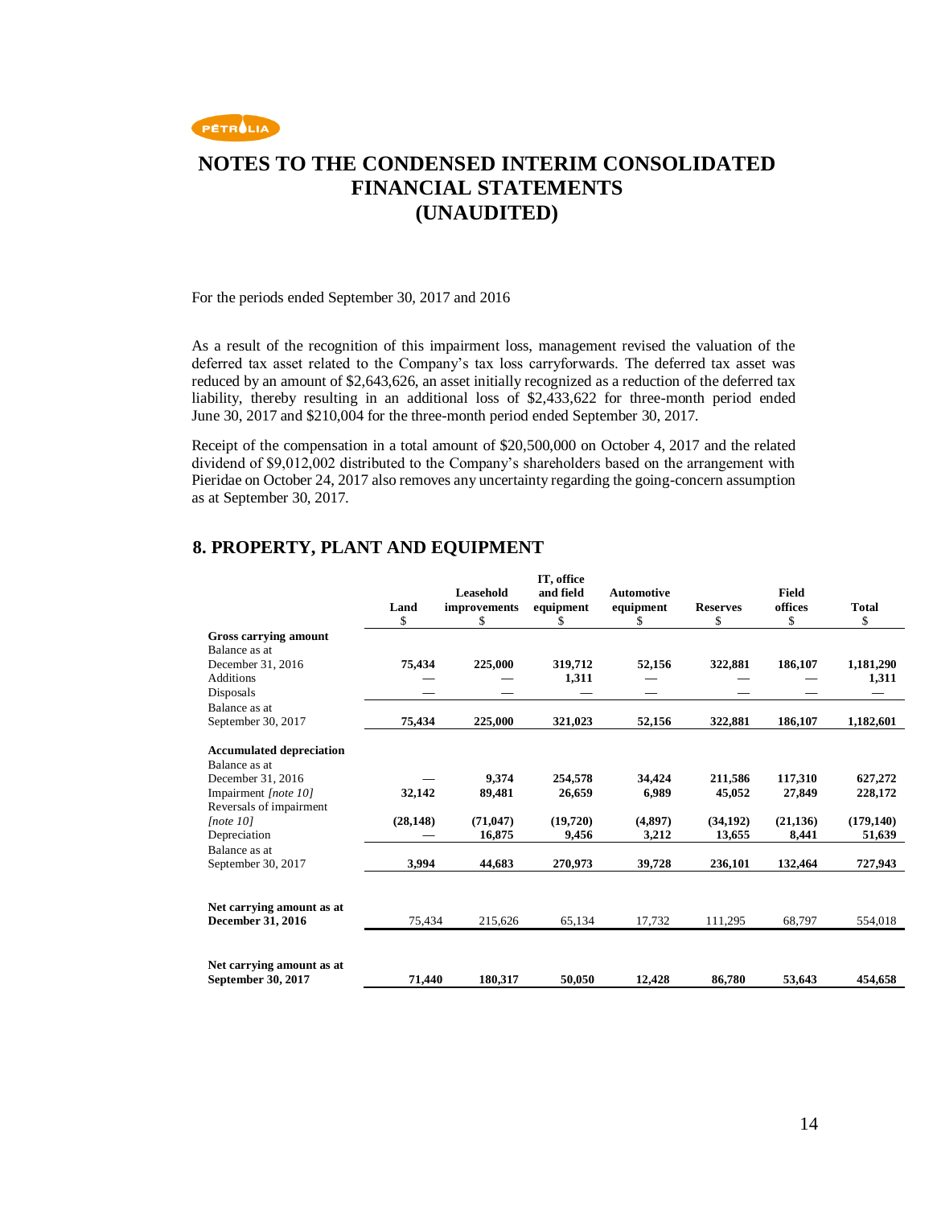# NOTES TO THE CONDENSED INTERIM CONSOLIDATED FINANCIAL STATEMENTS (UNAUDITED)

For the periods ended September 30, 2017 and 2016

As a result of the recognition of this impairment loss, management revised the valuation of the deferred tax asset related to the Company's tax loss carryforwards. The deferred tax asset was reduced by an amount of $2,643,626, an asset initially recognized as a reduction of the deferred tax liability, thereby resulting in an additional loss of $2,433,622 for three-month period ended June 30, 2017 and $210,004 for the three-month period ended September 30, 2017.

Receipt of the compensation in a total amount of $20,500,000 on October 4, 2017 and the related dividend of $9,012,002 distributed to the Company's shareholders based on the arrangement with Pieridae on October 24, 2017 also removes any uncertainty regarding the going-concern assumption as at September 30, 2017.

## 8. PROPERTY, PLANT AND EQUIPMENT

| | Land<br>$ | Leasehold improvements<br>$ | IT, office and field equipment<br>$ | Automotive equipment<br>$ | Reserves<br>$ | Field offices<br>$ | Total<br>$ |
|---|---|---|---|---|---|---|---|
| **Gross carrying amount** | | | | | | | |
| Balance as at December 31, 2016 | **75,434** | **225,000** | **319,712** | **52,156** | **322,881** | **186,107** | **1,181,290** |
| Additions | — | — | **1,311** | — | — | — | **1,311** |
| Disposals | — | — | — | — | — | — | — |
| Balance as at September 30, 2017 | **75,434** | **225,000** | **321,023** | **52,156** | **322,881** | **186,107** | **1,182,601** |
| **Accumulated depreciation** | | | | | | | |
| Balance as at December 31, 2016 | — | **9,374** | **254,578** | **34,424** | **211,586** | **117,310** | **627,272** |
| Impairment *[note 10]* | **32,142** | **89,481** | **26,659** | **6,989** | **45,052** | **27,849** | **228,172** |
| Reversals of impairment *[note 10]* | **(28,148)** | **(71,047)** | **(19,720)** | **(4,897)** | **(34,192)** | **(21,136)** | **(179,140)** |
| Depreciation | — | **16,875** | **9,456** | **3,212** | **13,655** | **8,441** | **51,639** |
| Balance as at September 30, 2017 | **3,994** | **44,683** | **270,973** | **39,728** | **236,101** | **132,464** | **727,943** |
| **Net carrying amount as at December 31, 2016** | 75,434 | 215,626 | 65,134 | 17,732 | 111,295 | 68,797 | 554,018 |
| **Net carrying amount as at September 30, 2017** | **71,440** | **180,317** | **50,050** | **12,428** | **86,780** | **53,643** | **454,658** |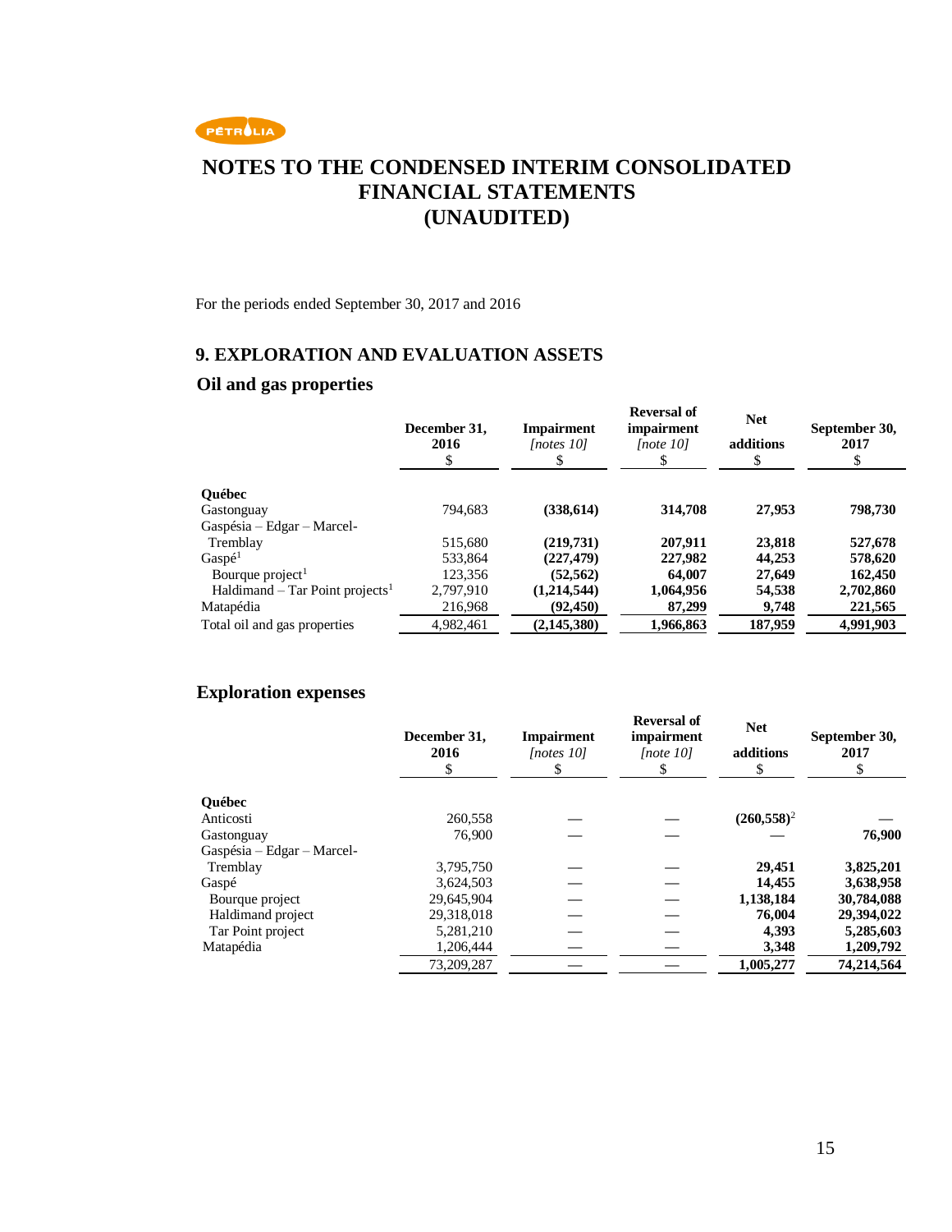# NOTES TO THE CONDENSED INTERIM CONSOLIDATED FINANCIAL STATEMENTS (UNAUDITED)

For the periods ended September 30, 2017 and 2016

## 9. EXPLORATION AND EVALUATION ASSETS

### Oil and gas properties

| | December 31, 2016 $ | Impairment *[notes 10]* $ | Reversal of impairment *[note 10]* $ | Net additions $ | September 30, 2017 $ |
|---|---|---|---|---|---|
| **Québec** | | | | | |
| Gastonguay | 794,683 | **(338,614)** | **314,708** | **27,953** | **798,730** |
| Gaspésia – Edgar – Marcel-Tremblay | 515,680 | **(219,731)** | **207,911** | **23,818** | **527,678** |
| Gaspé[1] | 533,864 | **(227,479)** | **227,982** | **44,253** | **578,620** |
| Bourque project[1] | 123,356 | **(52,562)** | **64,007** | **27,649** | **162,450** |
| Haldimand – Tar Point projects[1] | 2,797,910 | **(1,214,544)** | **1,064,956** | **54,538** | **2,702,860** |
| Matapédia | 216,968 | **(92,450)** | **87,299** | **9,748** | **221,565** |
| Total oil and gas properties | 4,982,461 | **(2,145,380)** | **1,966,863** | **187,959** | **4,991,903** |

### Exploration expenses

| | December 31, 2016 $ | Impairment *[notes 10]* $ | Reversal of impairment *[note 10]* $ | Net additions $ | September 30, 2017 $ |
|---|---|---|---|---|---|
| **Québec** | | | | | |
| Anticosti | 260,558 | — | — | **(260,558)**[2] | — |
| Gastonguay | 76,900 | — | — | — | **76,900** |
| Gaspésia – Edgar – Marcel-Tremblay | 3,795,750 | — | — | **29,451** | **3,825,201** |
| Gaspé | 3,624,503 | — | — | **14,455** | **3,638,958** |
| Bourque project | 29,645,904 | — | — | **1,138,184** | **30,784,088** |
| Haldimand project | 29,318,018 | — | — | **76,004** | **29,394,022** |
| Tar Point project | 5,281,210 | — | — | **4,393** | **5,285,603** |
| Matapédia | 1,206,444 | — | — | **3,348** | **1,209,792** |
| | 73,209,287 | — | — | **1,005,277** | **74,214,564** |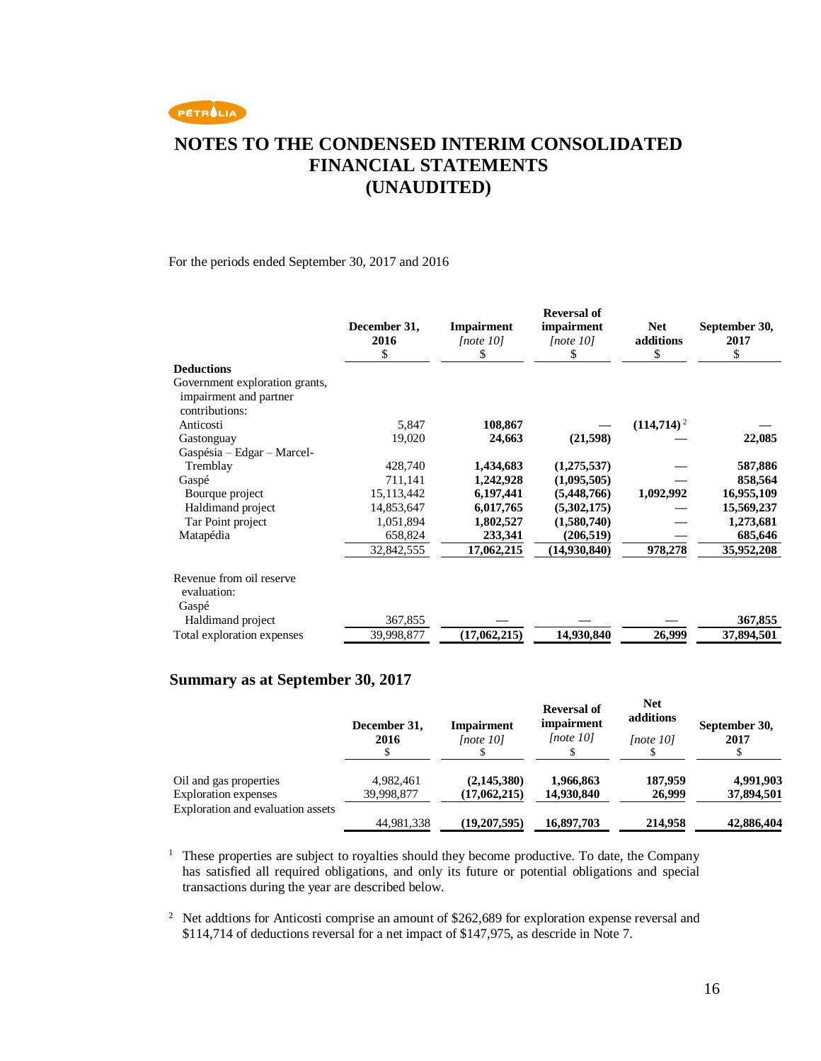# NOTES TO THE CONDENSED INTERIM CONSOLIDATED FINANCIAL STATEMENTS (UNAUDITED)

For the periods ended September 30, 2017 and 2016

| | December 31, 2016 $ | Impairment *[note 10]* $ | Reversal of impairment *[note 10]* $ | Net additions $ | September 30, 2017 $ |
|---|---|---|---|---|---|
| **Deductions** | | | | | |
| Government exploration grants, impairment and partner contributions: | | | | | |
| Anticosti | 5,847 | **108,867** | **—** | **(114,714)** [2] | **—** |
| Gastonguay | 19,020 | **24,663** | **(21,598)** | **—** | **22,085** |
| Gaspésia – Edgar – Marcel-Tremblay | 428,740 | **1,434,683** | **(1,275,537)** | **—** | **587,886** |
| Gaspé | 711,141 | **1,242,928** | **(1,095,505)** | **—** | **858,564** |
| Bourque project | 15,113,442 | **6,197,441** | **(5,448,766)** | **1,092,992** | **16,955,109** |
| Haldimand project | 14,853,647 | **6,017,765** | **(5,302,175)** | **—** | **15,569,237** |
| Tar Point project | 1,051,894 | **1,802,527** | **(1,580,740)** | **—** | **1,273,681** |
| Matapédia | 658,824 | **233,341** | **(206,519)** | **—** | **685,646** |
| | 32,842,555 | **17,062,215** | **(14,930,840)** | **978,278** | **35,952,208** |
| Revenue from oil reserve evaluation: | | | | | |
| Gaspé | | | | | |
| Haldimand project | 367,855 | **—** | **—** | **—** | **367,855** |
| Total exploration expenses | 39,998,877 | **(17,062,215)** | **14,930,840** | **26,999** | **37,894,501** |

## Summary as at September 30, 2017

| | December 31, 2016 $ | Impairment *[note 10]* $ | Reversal of impairment *[note 10]* | Net additions *[note 10]* $ | September 30, 2017 $ |
|---|---|---|---|---|---|
| Oil and gas properties | 4,982,461 | **(2,145,380)** | **1,966,863** | **187,959** | **4,991,903** |
| Exploration expenses | 39,998,877 | **(17,062,215)** | **14,930,840** | **26,999** | **37,894,501** |
| Exploration and evaluation assets | 44,981,338 | **(19,207,595)** | **16,897,703** | **214,958** | **42,886,404** |

[1] These properties are subject to royalties should they become productive. To date, the Company has satisfied all required obligations, and only its future or potential obligations and special transactions during the year are described below.

[2] Net addtions for Anticosti comprise an amount of $262,689 for exploration expense reversal and $114,714 of deductions reversal for a net impact of $147,975, as descride in Note 7.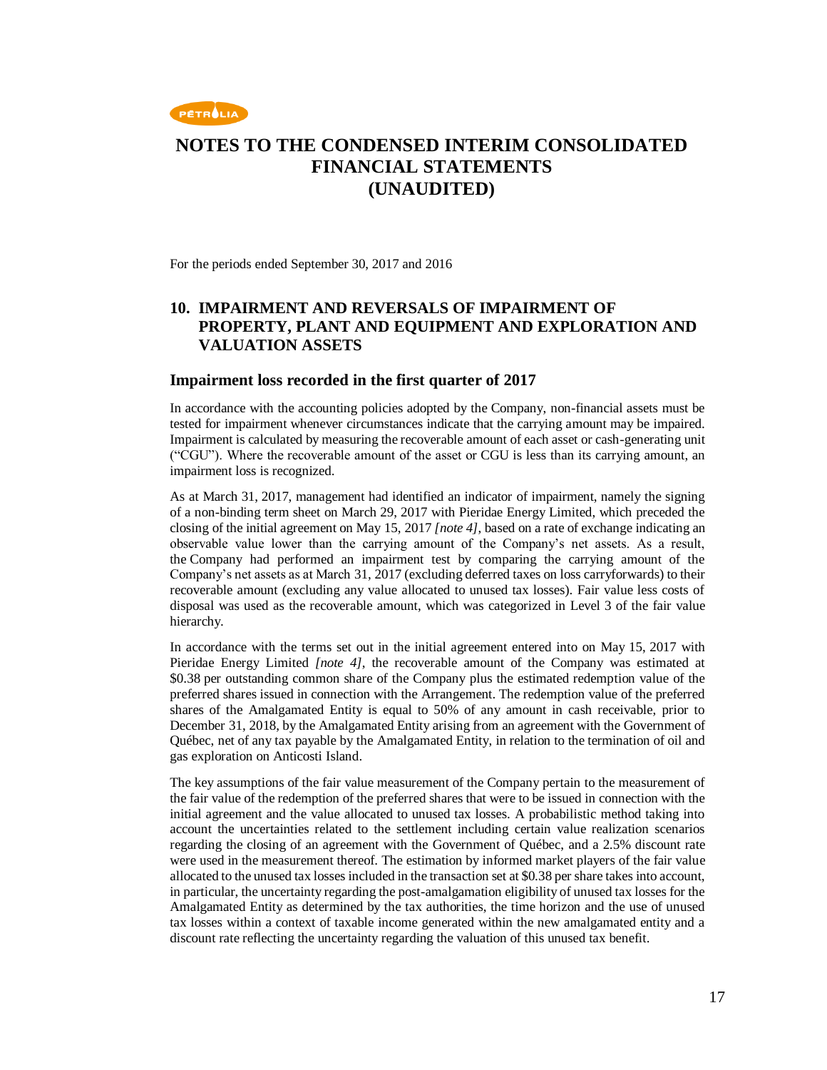# NOTES TO THE CONDENSED INTERIM CONSOLIDATED FINANCIAL STATEMENTS (UNAUDITED)

For the periods ended September 30, 2017 and 2016

## 10. IMPAIRMENT AND REVERSALS OF IMPAIRMENT OF PROPERTY, PLANT AND EQUIPMENT AND EXPLORATION AND VALUATION ASSETS

### Impairment loss recorded in the first quarter of 2017

In accordance with the accounting policies adopted by the Company, non-financial assets must be tested for impairment whenever circumstances indicate that the carrying amount may be impaired. Impairment is calculated by measuring the recoverable amount of each asset or cash-generating unit ("CGU"). Where the recoverable amount of the asset or CGU is less than its carrying amount, an impairment loss is recognized.

As at March 31, 2017, management had identified an indicator of impairment, namely the signing of a non-binding term sheet on March 29, 2017 with Pieridae Energy Limited, which preceded the closing of the initial agreement on May 15, 2017 *[note 4]*, based on a rate of exchange indicating an observable value lower than the carrying amount of the Company's net assets. As a result, the Company had performed an impairment test by comparing the carrying amount of the Company's net assets as at March 31, 2017 (excluding deferred taxes on loss carryforwards) to their recoverable amount (excluding any value allocated to unused tax losses). Fair value less costs of disposal was used as the recoverable amount, which was categorized in Level 3 of the fair value hierarchy.

In accordance with the terms set out in the initial agreement entered into on May 15, 2017 with Pieridae Energy Limited *[note 4]*, the recoverable amount of the Company was estimated at $0.38 per outstanding common share of the Company plus the estimated redemption value of the preferred shares issued in connection with the Arrangement. The redemption value of the preferred shares of the Amalgamated Entity is equal to 50% of any amount in cash receivable, prior to December 31, 2018, by the Amalgamated Entity arising from an agreement with the Government of Québec, net of any tax payable by the Amalgamated Entity, in relation to the termination of oil and gas exploration on Anticosti Island.

The key assumptions of the fair value measurement of the Company pertain to the measurement of the fair value of the redemption of the preferred shares that were to be issued in connection with the initial agreement and the value allocated to unused tax losses. A probabilistic method taking into account the uncertainties related to the settlement including certain value realization scenarios regarding the closing of an agreement with the Government of Québec, and a 2.5% discount rate were used in the measurement thereof. The estimation by informed market players of the fair value allocated to the unused tax losses included in the transaction set at $0.38 per share takes into account, in particular, the uncertainty regarding the post-amalgamation eligibility of unused tax losses for the Amalgamated Entity as determined by the tax authorities, the time horizon and the use of unused tax losses within a context of taxable income generated within the new amalgamated entity and a discount rate reflecting the uncertainty regarding the valuation of this unused tax benefit.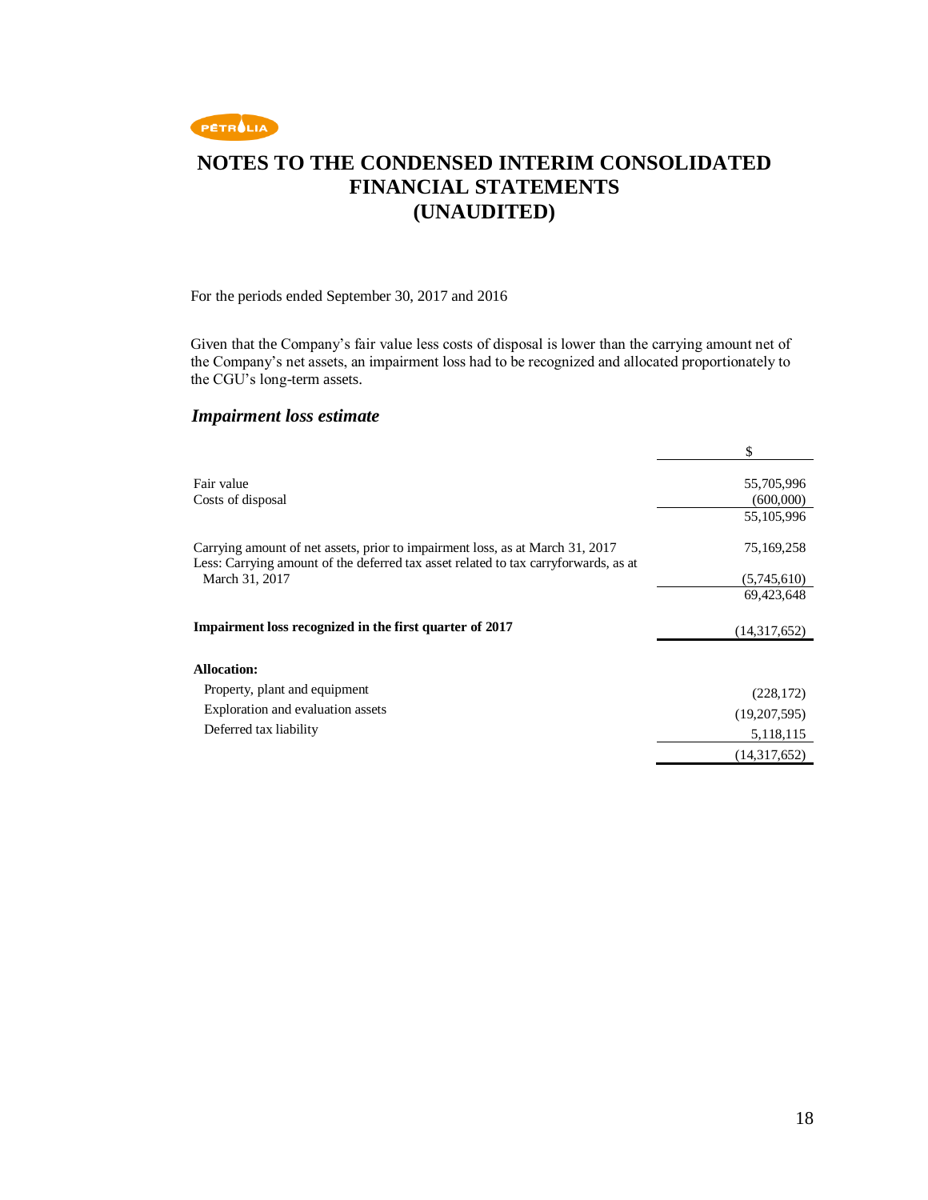# NOTES TO THE CONDENSED INTERIM CONSOLIDATED FINANCIAL STATEMENTS (UNAUDITED)

For the periods ended September 30, 2017 and 2016

Given that the Company's fair value less costs of disposal is lower than the carrying amount net of the Company's net assets, an impairment loss had to be recognized and allocated proportionately to the CGU's long-term assets.

### *Impairment loss estimate*

| | $ |
|---|---|
| Fair value | 55,705,996 |
| Costs of disposal | (600,000) |
| | 55,105,996 |
| Carrying amount of net assets, prior to impairment loss, as at March 31, 2017 | 75,169,258 |
| Less: Carrying amount of the deferred tax asset related to tax carryforwards, as at March 31, 2017 | (5,745,610) |
| | 69,423,648 |
| **Impairment loss recognized in the first quarter of 2017** | (14,317,652) |
| **Allocation:** | |
| Property, plant and equipment | (228,172) |
| Exploration and evaluation assets | (19,207,595) |
| Deferred tax liability | 5,118,115 |
| | (14,317,652) |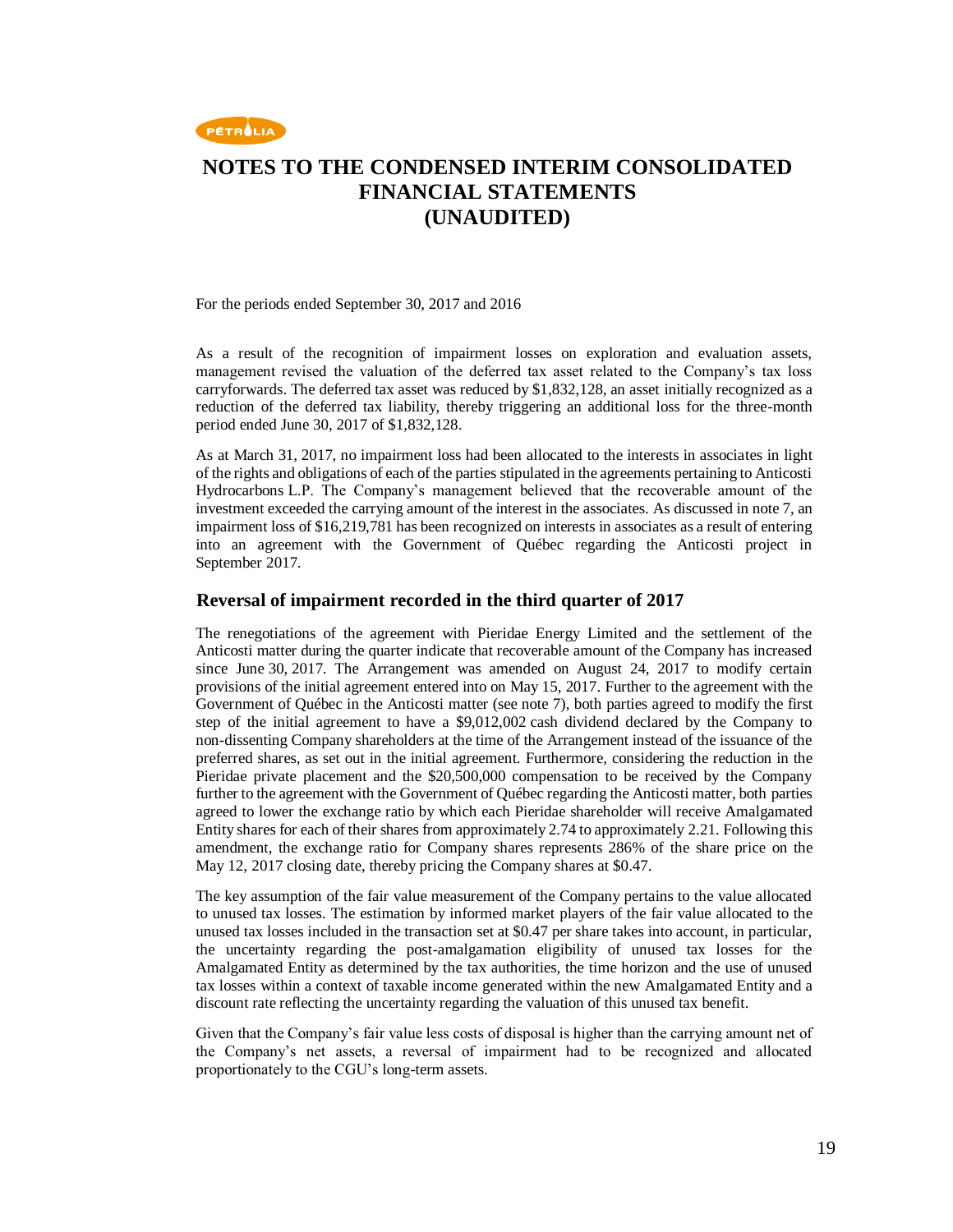# NOTES TO THE CONDENSED INTERIM CONSOLIDATED FINANCIAL STATEMENTS (UNAUDITED)

For the periods ended September 30, 2017 and 2016

As a result of the recognition of impairment losses on exploration and evaluation assets, management revised the valuation of the deferred tax asset related to the Company's tax loss carryforwards. The deferred tax asset was reduced by $1,832,128, an asset initially recognized as a reduction of the deferred tax liability, thereby triggering an additional loss for the three-month period ended June 30, 2017 of $1,832,128.

As at March 31, 2017, no impairment loss had been allocated to the interests in associates in light of the rights and obligations of each of the parties stipulated in the agreements pertaining to Anticosti Hydrocarbons L.P. The Company's management believed that the recoverable amount of the investment exceeded the carrying amount of the interest in the associates. As discussed in note 7, an impairment loss of $16,219,781 has been recognized on interests in associates as a result of entering into an agreement with the Government of Québec regarding the Anticosti project in September 2017.

## Reversal of impairment recorded in the third quarter of 2017

The renegotiations of the agreement with Pieridae Energy Limited and the settlement of the Anticosti matter during the quarter indicate that recoverable amount of the Company has increased since June 30, 2017. The Arrangement was amended on August 24, 2017 to modify certain provisions of the initial agreement entered into on May 15, 2017. Further to the agreement with the Government of Québec in the Anticosti matter (see note 7), both parties agreed to modify the first step of the initial agreement to have a $9,012,002 cash dividend declared by the Company to non-dissenting Company shareholders at the time of the Arrangement instead of the issuance of the preferred shares, as set out in the initial agreement. Furthermore, considering the reduction in the Pieridae private placement and the $20,500,000 compensation to be received by the Company further to the agreement with the Government of Québec regarding the Anticosti matter, both parties agreed to lower the exchange ratio by which each Pieridae shareholder will receive Amalgamated Entity shares for each of their shares from approximately 2.74 to approximately 2.21. Following this amendment, the exchange ratio for Company shares represents 286% of the share price on the May 12, 2017 closing date, thereby pricing the Company shares at $0.47.

The key assumption of the fair value measurement of the Company pertains to the value allocated to unused tax losses. The estimation by informed market players of the fair value allocated to the unused tax losses included in the transaction set at $0.47 per share takes into account, in particular, the uncertainty regarding the post-amalgamation eligibility of unused tax losses for the Amalgamated Entity as determined by the tax authorities, the time horizon and the use of unused tax losses within a context of taxable income generated within the new Amalgamated Entity and a discount rate reflecting the uncertainty regarding the valuation of this unused tax benefit.

Given that the Company's fair value less costs of disposal is higher than the carrying amount net of the Company's net assets, a reversal of impairment had to be recognized and allocated proportionately to the CGU's long-term assets.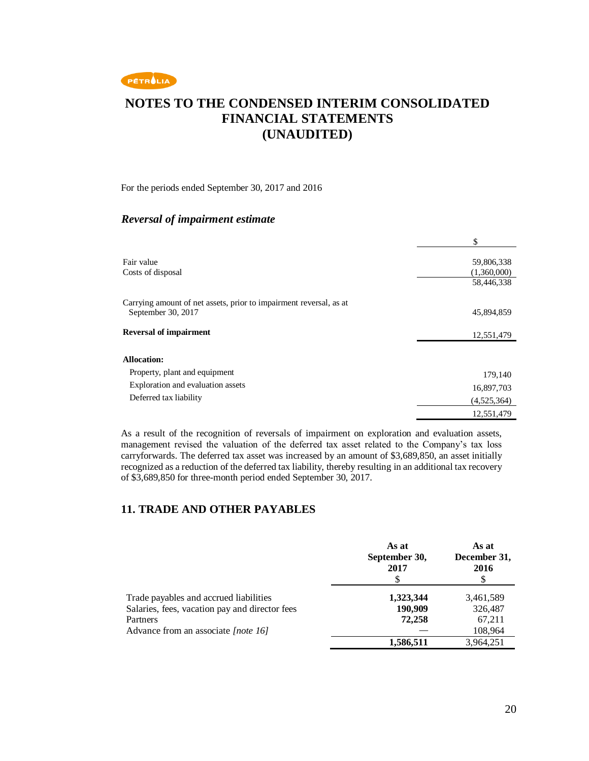# NOTES TO THE CONDENSED INTERIM CONSOLIDATED FINANCIAL STATEMENTS (UNAUDITED)

For the periods ended September 30, 2017 and 2016

### *Reversal of impairment estimate*

| | $ |
|---|---|
| Fair value | 59,806,338 |
| Costs of disposal | (1,360,000) |
| | 58,446,338 |
| Carrying amount of net assets, prior to impairment reversal, as at September 30, 2017 | 45,894,859 |
| **Reversal of impairment** | 12,551,479 |
| **Allocation:** | |
| Property, plant and equipment | 179,140 |
| Exploration and evaluation assets | 16,897,703 |
| Deferred tax liability | (4,525,364) |
| | 12,551,479 |

As a result of the recognition of reversals of impairment on exploration and evaluation assets, management revised the valuation of the deferred tax asset related to the Company's tax loss carryforwards. The deferred tax asset was increased by an amount of $3,689,850, an asset initially recognized as a reduction of the deferred tax liability, thereby resulting in an additional tax recovery of $3,689,850 for three-month period ended September 30, 2017.

## 11. TRADE AND OTHER PAYABLES

| | **As at September 30, 2017** $ | **As at December 31, 2016** $ |
|---|---|---|
| Trade payables and accrued liabilities | **1,323,344** | 3,461,589 |
| Salaries, fees, vacation pay and director fees | **190,909** | 326,487 |
| Partners | **72,258** | 67,211 |
| Advance from an associate *[note 16]* | — | 108,964 |
| | **1,586,511** | 3,964,251 |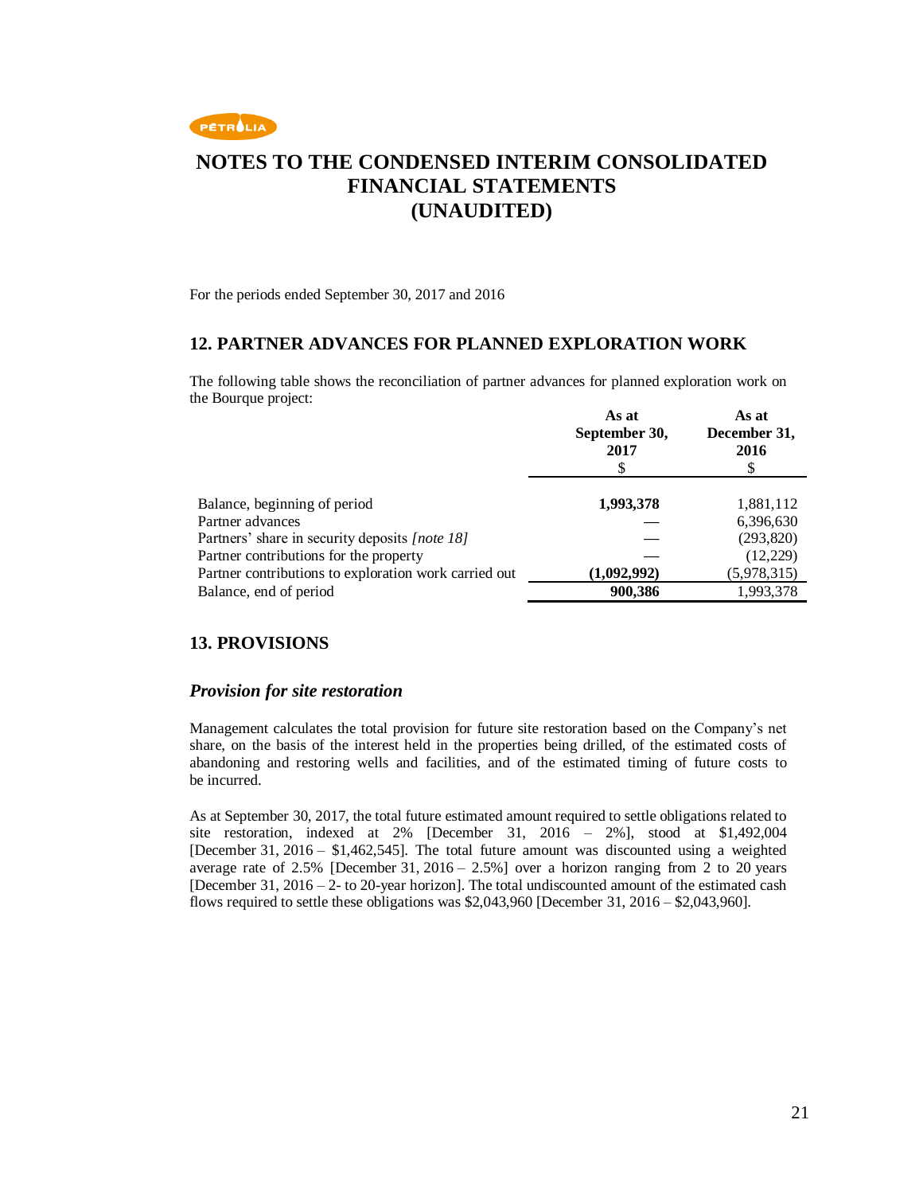# NOTES TO THE CONDENSED INTERIM CONSOLIDATED FINANCIAL STATEMENTS (UNAUDITED)

For the periods ended September 30, 2017 and 2016

## 12. PARTNER ADVANCES FOR PLANNED EXPLORATION WORK

The following table shows the reconciliation of partner advances for planned exploration work on the Bourque project:

| | As at September 30, 2017 $ | As at December 31, 2016 $ |
|---|---|---|
| Balance, beginning of period | **1,993,378** | 1,881,112 |
| Partner advances | — | 6,396,630 |
| Partners' share in security deposits *[note 18]* | — | (293,820) |
| Partner contributions for the property | — | (12,229) |
| Partner contributions to exploration work carried out | **(1,092,992)** | (5,978,315) |
| Balance, end of period | **900,386** | 1,993,378 |

## 13. PROVISIONS

### *Provision for site restoration*

Management calculates the total provision for future site restoration based on the Company's net share, on the basis of the interest held in the properties being drilled, of the estimated costs of abandoning and restoring wells and facilities, and of the estimated timing of future costs to be incurred.

As at September 30, 2017, the total future estimated amount required to settle obligations related to site restoration, indexed at 2% [December 31, 2016 – 2%], stood at $1,492,004 [December 31, 2016 – $1,462,545]. The total future amount was discounted using a weighted average rate of 2.5% [December 31, 2016 – 2.5%] over a horizon ranging from 2 to 20 years [December 31, 2016 – 2- to 20-year horizon]. The total undiscounted amount of the estimated cash flows required to settle these obligations was $2,043,960 [December 31, 2016 – $2,043,960].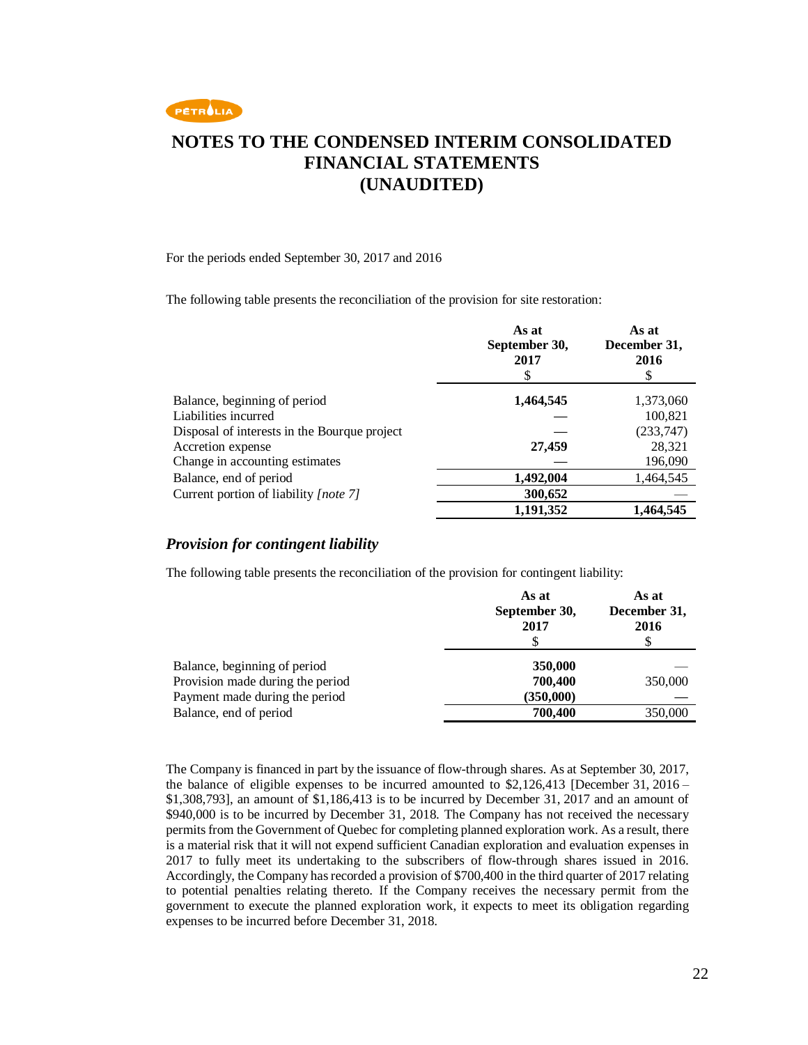# NOTES TO THE CONDENSED INTERIM CONSOLIDATED FINANCIAL STATEMENTS (UNAUDITED)

For the periods ended September 30, 2017 and 2016

The following table presents the reconciliation of the provision for site restoration:

| | As at September 30, 2017 $ | As at December 31, 2016 $ |
|---|---|---|
| Balance, beginning of period | **1,464,545** | 1,373,060 |
| Liabilities incurred | — | 100,821 |
| Disposal of interests in the Bourque project | — | (233,747) |
| Accretion expense | **27,459** | 28,321 |
| Change in accounting estimates | — | 196,090 |
| Balance, end of period | **1,492,004** | 1,464,545 |
| Current portion of liability *[note 7]* | **300,652** | — |
| | **1,191,352** | **1,464,545** |

### *Provision for contingent liability*

The following table presents the reconciliation of the provision for contingent liability:

| | As at September 30, 2017 $ | As at December 31, 2016 $ |
|---|---|---|
| Balance, beginning of period | **350,000** | — |
| Provision made during the period | **700,400** | 350,000 |
| Payment made during the period | **(350,000)** | — |
| Balance, end of period | **700,400** | 350,000 |

The Company is financed in part by the issuance of flow-through shares. As at September 30, 2017, the balance of eligible expenses to be incurred amounted to $2,126,413 [December 31, 2016 – $1,308,793], an amount of $1,186,413 is to be incurred by December 31, 2017 and an amount of $940,000 is to be incurred by December 31, 2018. The Company has not received the necessary permits from the Government of Quebec for completing planned exploration work. As a result, there is a material risk that it will not expend sufficient Canadian exploration and evaluation expenses in 2017 to fully meet its undertaking to the subscribers of flow-through shares issued in 2016. Accordingly, the Company has recorded a provision of $700,400 in the third quarter of 2017 relating to potential penalties relating thereto. If the Company receives the necessary permit from the government to execute the planned exploration work, it expects to meet its obligation regarding expenses to be incurred before December 31, 2018.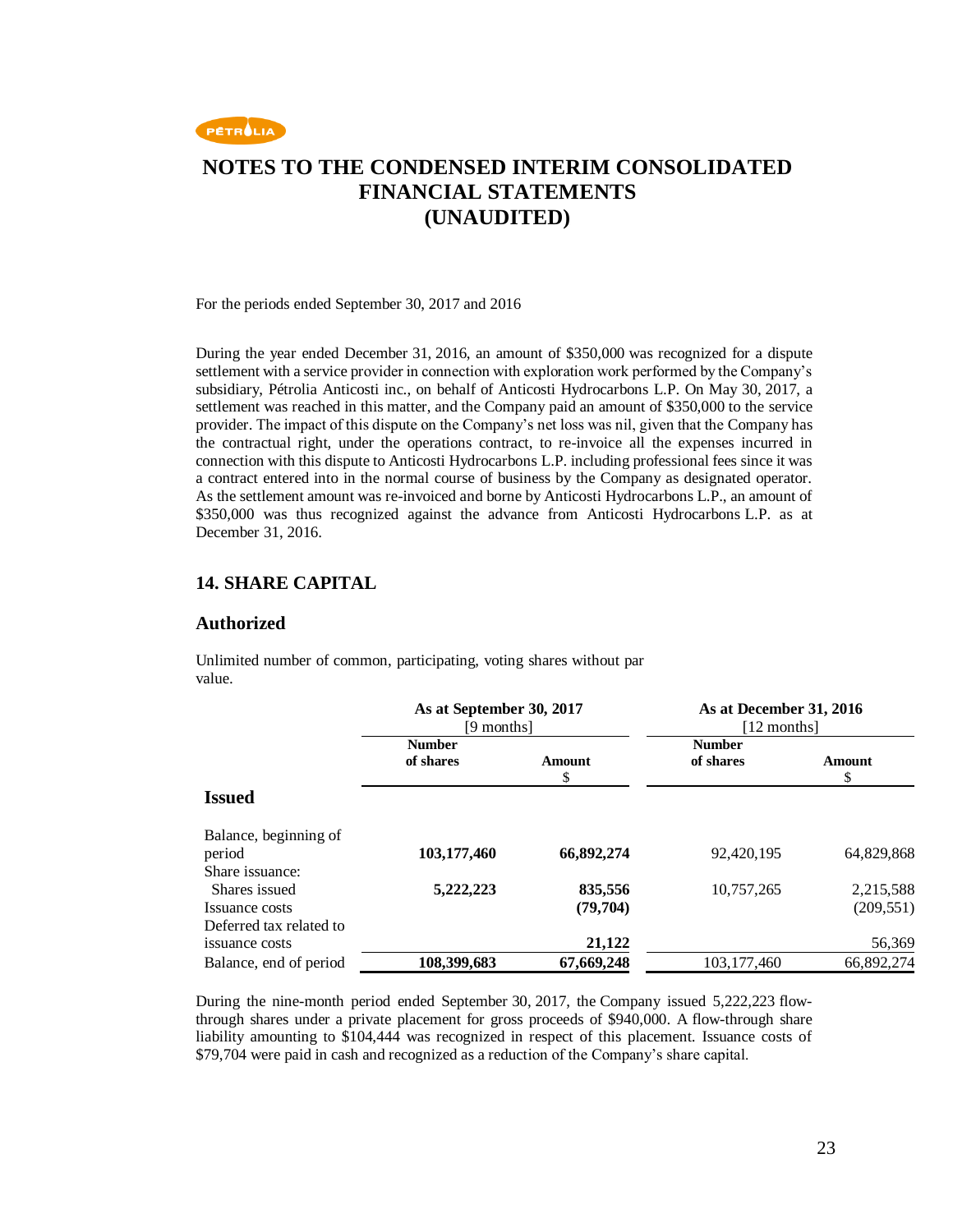# NOTES TO THE CONDENSED INTERIM CONSOLIDATED FINANCIAL STATEMENTS (UNAUDITED)

For the periods ended September 30, 2017 and 2016

During the year ended December 31, 2016, an amount of $350,000 was recognized for a dispute settlement with a service provider in connection with exploration work performed by the Company's subsidiary, Pétrolia Anticosti inc., on behalf of Anticosti Hydrocarbons L.P. On May 30, 2017, a settlement was reached in this matter, and the Company paid an amount of $350,000 to the service provider. The impact of this dispute on the Company's net loss was nil, given that the Company has the contractual right, under the operations contract, to re-invoice all the expenses incurred in connection with this dispute to Anticosti Hydrocarbons L.P. including professional fees since it was a contract entered into in the normal course of business by the Company as designated operator. As the settlement amount was re-invoiced and borne by Anticosti Hydrocarbons L.P., an amount of $350,000 was thus recognized against the advance from Anticosti Hydrocarbons L.P. as at December 31, 2016.

## 14. SHARE CAPITAL

### Authorized

Unlimited number of common, participating, voting shares without par value.

| | As at September 30, 2017 [9 months] | | As at December 31, 2016 [12 months] | |
|---|---|---|---|---|
| | **Number of shares** | **Amount $** | **Number of shares** | **Amount $** |
| **Issued** | | | | |
| Balance, beginning of period | **103,177,460** | **66,892,274** | 92,420,195 | 64,829,868 |
| Share issuance: | | | | |
| Shares issued | **5,222,223** | **835,556** | 10,757,265 | 2,215,588 |
| Issuance costs | | **(79,704)** | | (209,551) |
| Deferred tax related to issuance costs | | **21,122** | | 56,369 |
| Balance, end of period | **108,399,683** | **67,669,248** | 103,177,460 | 66,892,274 |

During the nine-month period ended September 30, 2017, the Company issued 5,222,223 flow-through shares under a private placement for gross proceeds of $940,000. A flow-through share liability amounting to $104,444 was recognized in respect of this placement. Issuance costs of $79,704 were paid in cash and recognized as a reduction of the Company's share capital.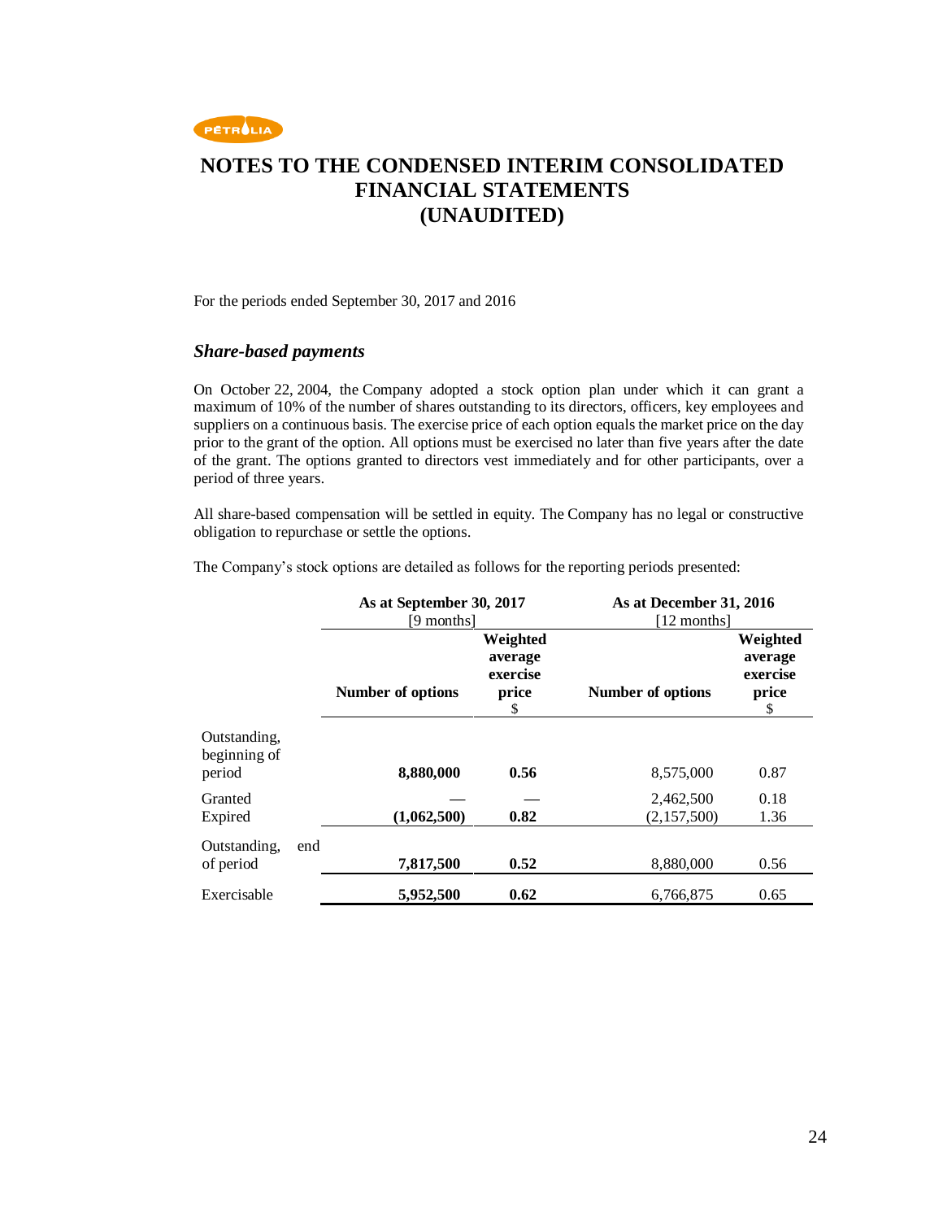# NOTES TO THE CONDENSED INTERIM CONSOLIDATED FINANCIAL STATEMENTS (UNAUDITED)

For the periods ended September 30, 2017 and 2016

### *Share-based payments*

On October 22, 2004, the Company adopted a stock option plan under which it can grant a maximum of 10% of the number of shares outstanding to its directors, officers, key employees and suppliers on a continuous basis. The exercise price of each option equals the market price on the day prior to the grant of the option. All options must be exercised no later than five years after the date of the grant. The options granted to directors vest immediately and for other participants, over a period of three years.

All share-based compensation will be settled in equity. The Company has no legal or constructive obligation to repurchase or settle the options.

The Company's stock options are detailed as follows for the reporting periods presented:

| | **As at September 30, 2017** [9 months] | | **As at December 31, 2016** [12 months] | |
|---|---|---|---|---|
| | **Number of options** | **Weighted average exercise price** $ | **Number of options** | **Weighted average exercise price** $ |
| Outstanding, beginning of period | **8,880,000** | **0.56** | 8,575,000 | 0.87 |
| Granted | — | — | 2,462,500 | 0.18 |
| Expired | **(1,062,500)** | **0.82** | (2,157,500) | 1.36 |
| Outstanding, end of period | **7,817,500** | **0.52** | 8,880,000 | 0.56 |
| Exercisable | **5,952,500** | **0.62** | 6,766,875 | 0.65 |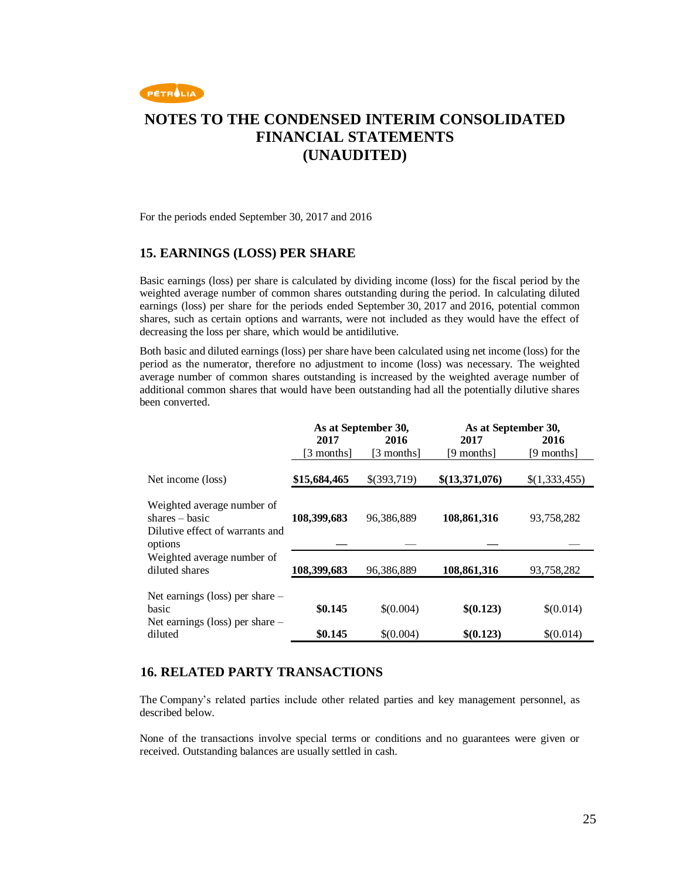# NOTES TO THE CONDENSED INTERIM CONSOLIDATED FINANCIAL STATEMENTS (UNAUDITED)

For the periods ended September 30, 2017 and 2016

## 15. EARNINGS (LOSS) PER SHARE

Basic earnings (loss) per share is calculated by dividing income (loss) for the fiscal period by the weighted average number of common shares outstanding during the period. In calculating diluted earnings (loss) per share for the periods ended September 30, 2017 and 2016, potential common shares, such as certain options and warrants, were not included as they would have the effect of decreasing the loss per share, which would be antidilutive.

Both basic and diluted earnings (loss) per share have been calculated using net income (loss) for the period as the numerator, therefore no adjustment to income (loss) was necessary. The weighted average number of common shares outstanding is increased by the weighted average number of additional common shares that would have been outstanding had all the potentially dilutive shares been converted.

| | **As at September 30,** | | **As at September 30,** | |
|---|---|---|---|---|
| | **2017** [3 months] | **2016** [3 months] | **2017** [9 months] | **2016** [9 months] |
| Net income (loss) | **$15,684,465** | $(393,719) | **$(13,371,076)** | $(1,333,455) |
| Weighted average number of shares – basic | **108,399,683** | 96,386,889 | **108,861,316** | 93,758,282 |
| Dilutive effect of warrants and options | **—** | — | **—** | — |
| Weighted average number of diluted shares | **108,399,683** | 96,386,889 | **108,861,316** | 93,758,282 |
| Net earnings (loss) per share – basic | **$0.145** | $(0.004) | **$(0.123)** | $(0.014) |
| Net earnings (loss) per share – diluted | **$0.145** | $(0.004) | **$(0.123)** | $(0.014) |

## 16. RELATED PARTY TRANSACTIONS

The Company's related parties include other related parties and key management personnel, as described below.

None of the transactions involve special terms or conditions and no guarantees were given or received. Outstanding balances are usually settled in cash.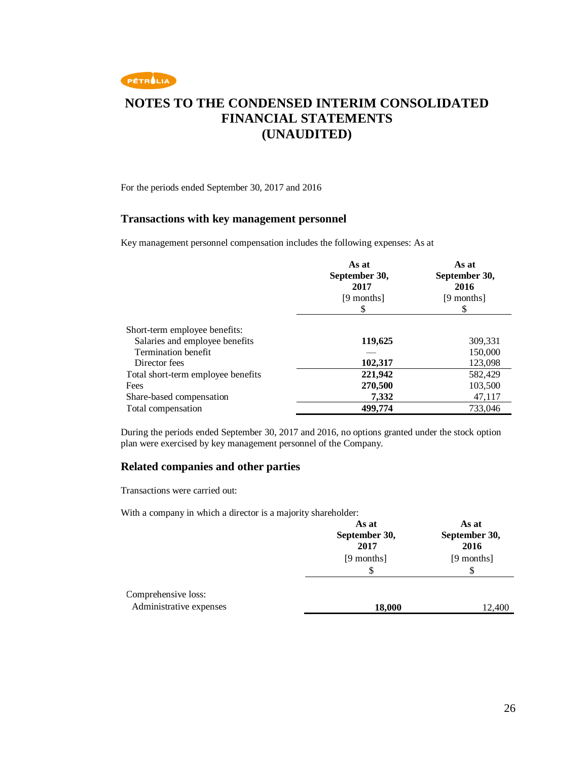# NOTES TO THE CONDENSED INTERIM CONSOLIDATED FINANCIAL STATEMENTS (UNAUDITED)

For the periods ended September 30, 2017 and 2016

## Transactions with key management personnel

Key management personnel compensation includes the following expenses: As at

| | As at September 30, 2017 [9 months] $ | As at September 30, 2016 [9 months] $ |
|---|---|---|
| Short-term employee benefits: | | |
| Salaries and employee benefits | **119,625** | 309,331 |
| Termination benefit | — | 150,000 |
| Director fees | **102,317** | 123,098 |
| Total short-term employee benefits | **221,942** | 582,429 |
| Fees | **270,500** | 103,500 |
| Share-based compensation | **7,332** | 47,117 |
| Total compensation | **499,774** | 733,046 |

During the periods ended September 30, 2017 and 2016, no options granted under the stock option plan were exercised by key management personnel of the Company.

## Related companies and other parties

Transactions were carried out:

With a company in which a director is a majority shareholder:

| | As at September 30, 2017 [9 months] $ | As at September 30, 2016 [9 months] $ |
|---|---|---|
| Comprehensive loss: | | |
| Administrative expenses | **18,000** | 12,400 |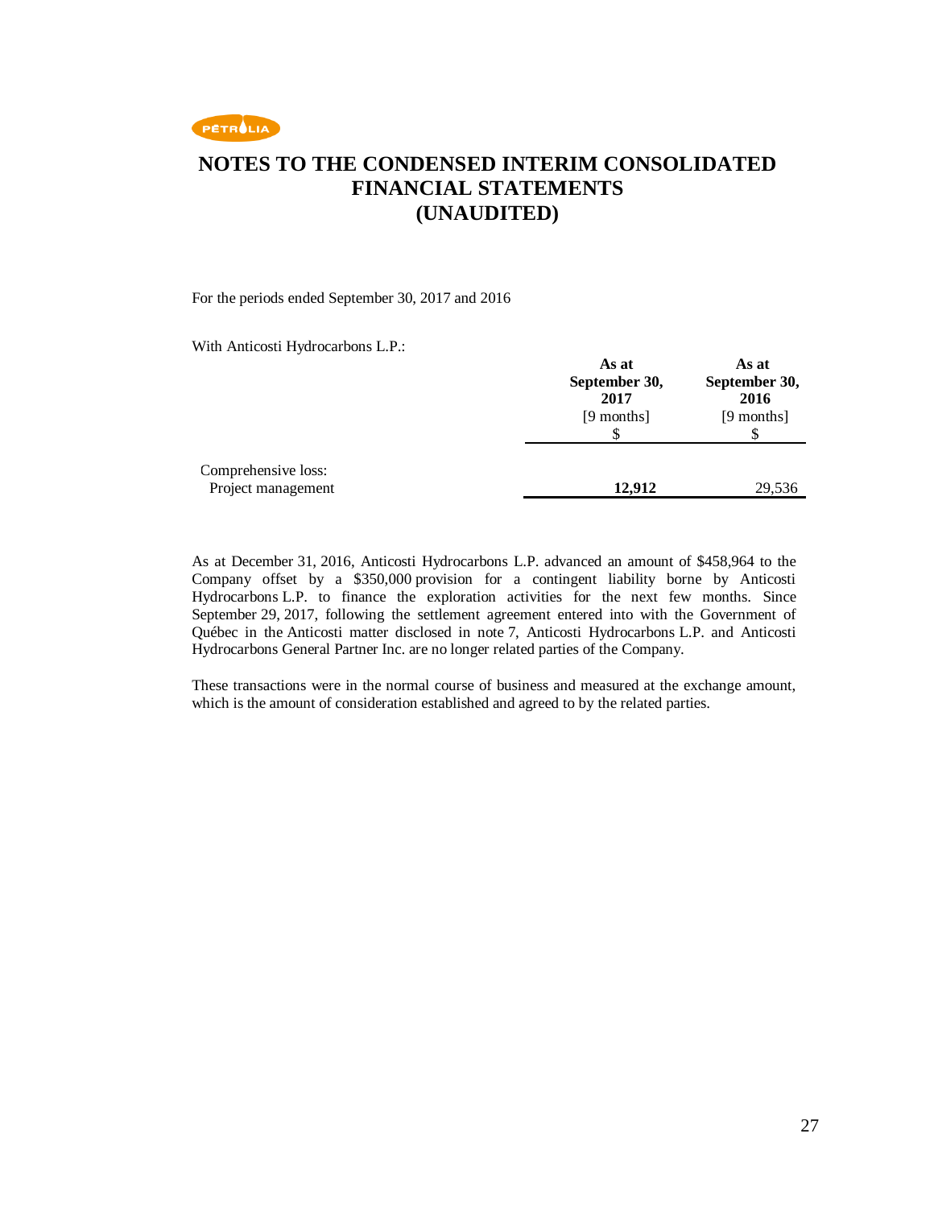# NOTES TO THE CONDENSED INTERIM CONSOLIDATED FINANCIAL STATEMENTS (UNAUDITED)

For the periods ended September 30, 2017 and 2016

With Anticosti Hydrocarbons L.P.:

| | As at September 30, 2017 [9 months] $ | As at September 30, 2016 [9 months] $ |
|---|---|---|
| Comprehensive loss: | | |
| Project management | **12,912** | 29,536 |

As at December 31, 2016, Anticosti Hydrocarbons L.P. advanced an amount of $458,964 to the Company offset by a $350,000 provision for a contingent liability borne by Anticosti Hydrocarbons L.P. to finance the exploration activities for the next few months. Since September 29, 2017, following the settlement agreement entered into with the Government of Québec in the Anticosti matter disclosed in note 7, Anticosti Hydrocarbons L.P. and Anticosti Hydrocarbons General Partner Inc. are no longer related parties of the Company.

These transactions were in the normal course of business and measured at the exchange amount, which is the amount of consideration established and agreed to by the related parties.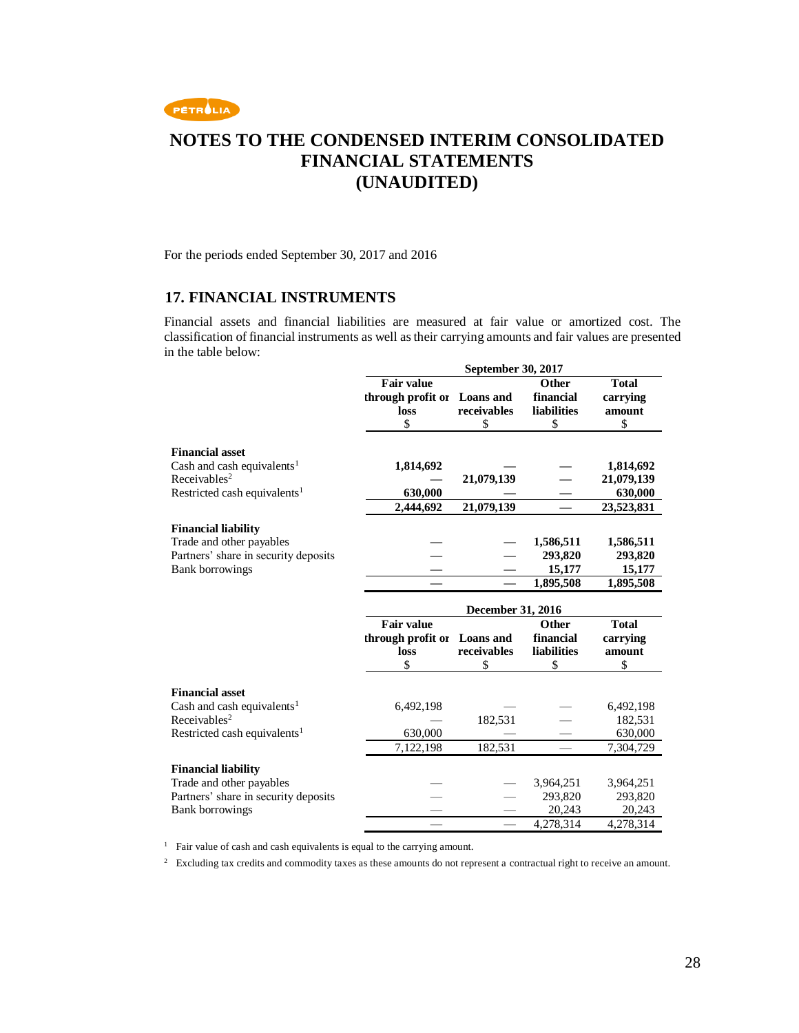# NOTES TO THE CONDENSED INTERIM CONSOLIDATED FINANCIAL STATEMENTS (UNAUDITED)

For the periods ended September 30, 2017 and 2016

## 17. FINANCIAL INSTRUMENTS

Financial assets and financial liabilities are measured at fair value or amortized cost. The classification of financial instruments as well as their carrying amounts and fair values are presented in the table below:

| | **September 30, 2017** | | | |
|---|---|---|---|---|
| | **Fair value through profit or loss** $ | **Loans and receivables** $ | **Other financial liabilities** $ | **Total carrying amount** $ |
| **Financial asset** | | | | |
| Cash and cash equivalents[1] | **1,814,692** | **—** | **—** | **1,814,692** |
| Receivables[2] | **—** | **21,079,139** | **—** | **21,079,139** |
| Restricted cash equivalents[1] | **630,000** | **—** | **—** | **630,000** |
| | **2,444,692** | **21,079,139** | **—** | **23,523,831** |
| **Financial liability** | | | | |
| Trade and other payables | **—** | **—** | **1,586,511** | **1,586,511** |
| Partners' share in security deposits | **—** | **—** | **293,820** | **293,820** |
| Bank borrowings | **—** | **—** | **15,177** | **15,177** |
| | **—** | **—** | **1,895,508** | **1,895,508** |

| | **December 31, 2016** | | | |
|---|---|---|---|---|
| | **Fair value through profit or loss** $ | **Loans and receivables** $ | **Other financial liabilities** $ | **Total carrying amount** $ |
| **Financial asset** | | | | |
| Cash and cash equivalents[1] | 6,492,198 | — | — | 6,492,198 |
| Receivables[2] | — | 182,531 | — | 182,531 |
| Restricted cash equivalents[1] | 630,000 | — | — | 630,000 |
| | 7,122,198 | 182,531 | — | 7,304,729 |
| **Financial liability** | | | | |
| Trade and other payables | — | — | 3,964,251 | 3,964,251 |
| Partners' share in security deposits | — | — | 293,820 | 293,820 |
| Bank borrowings | — | — | 20,243 | 20,243 |
| | — | — | 4,278,314 | 4,278,314 |

[1] Fair value of cash and cash equivalents is equal to the carrying amount.

[2] Excluding tax credits and commodity taxes as these amounts do not represent a contractual right to receive an amount.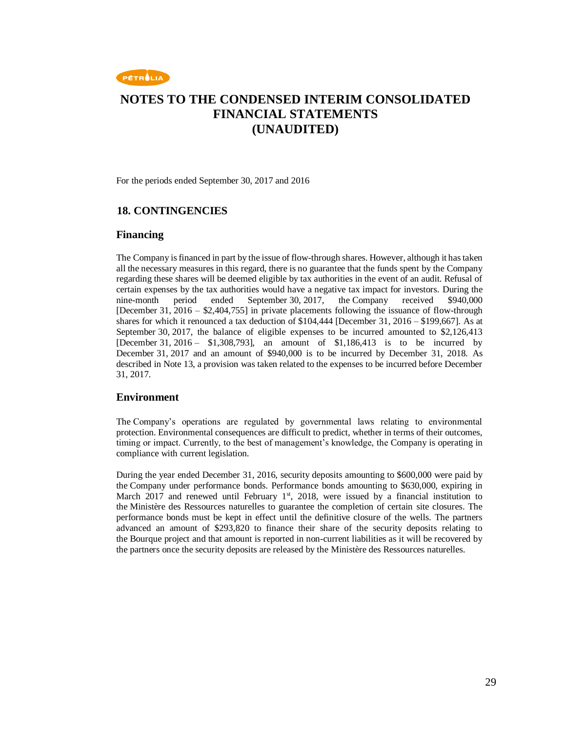PÉTROLIA

# NOTES TO THE CONDENSED INTERIM CONSOLIDATED FINANCIAL STATEMENTS (UNAUDITED)

For the periods ended September 30, 2017 and 2016

## 18. CONTINGENCIES

### Financing

The Company is financed in part by the issue of flow-through shares. However, although it has taken all the necessary measures in this regard, there is no guarantee that the funds spent by the Company regarding these shares will be deemed eligible by tax authorities in the event of an audit. Refusal of certain expenses by the tax authorities would have a negative tax impact for investors. During the nine-month period ended September 30, 2017, the Company received $940,000 [December 31, 2016 – $2,404,755] in private placements following the issuance of flow-through shares for which it renounced a tax deduction of $104,444 [December 31, 2016 – $199,667]. As at September 30, 2017, the balance of eligible expenses to be incurred amounted to $2,126,413 [December 31, 2016 – $1,308,793], an amount of $1,186,413 is to be incurred by December 31, 2017 and an amount of $940,000 is to be incurred by December 31, 2018. As described in Note 13, a provision was taken related to the expenses to be incurred before December 31, 2017.

### Environment

The Company's operations are regulated by governmental laws relating to environmental protection. Environmental consequences are difficult to predict, whether in terms of their outcomes, timing or impact. Currently, to the best of management's knowledge, the Company is operating in compliance with current legislation.

During the year ended December 31, 2016, security deposits amounting to $600,000 were paid by the Company under performance bonds. Performance bonds amounting to $630,000, expiring in March 2017 and renewed until February 1st, 2018, were issued by a financial institution to the Ministère des Ressources naturelles to guarantee the completion of certain site closures. The performance bonds must be kept in effect until the definitive closure of the wells. The partners advanced an amount of $293,820 to finance their share of the security deposits relating to the Bourque project and that amount is reported in non-current liabilities as it will be recovered by the partners once the security deposits are released by the Ministère des Ressources naturelles.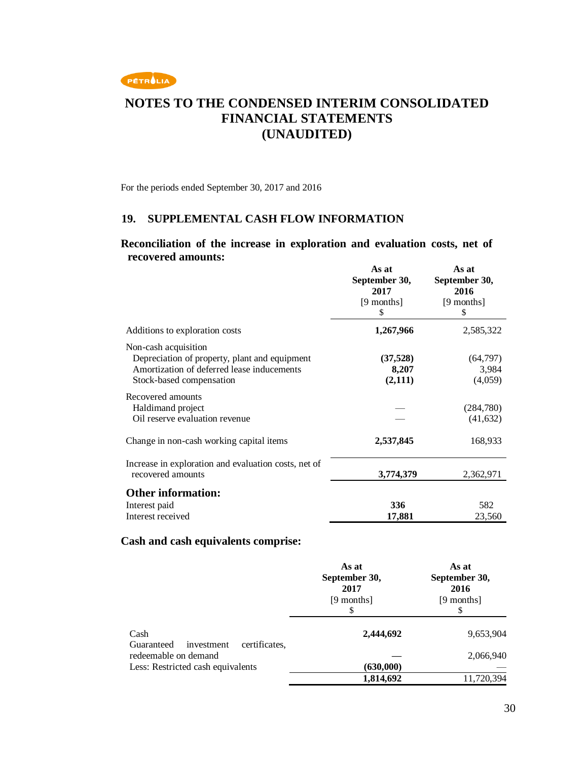# NOTES TO THE CONDENSED INTERIM CONSOLIDATED FINANCIAL STATEMENTS (UNAUDITED)

For the periods ended September 30, 2017 and 2016

## 19. SUPPLEMENTAL CASH FLOW INFORMATION

### Reconciliation of the increase in exploration and evaluation costs, net of recovered amounts:

| | As at September 30, 2017 [9 months] $ | As at September 30, 2016 [9 months] $ |
|---|---|---|
| Additions to exploration costs | **1,267,966** | 2,585,322 |
| Non-cash acquisition | | |
| Depreciation of property, plant and equipment | **(37,528)** | (64,797) |
| Amortization of deferred lease inducements | **8,207** | 3,984 |
| Stock-based compensation | **(2,111)** | (4,059) |
| Recovered amounts | | |
| Haldimand project | — | (284,780) |
| Oil reserve evaluation revenue | — | (41,632) |
| Change in non-cash working capital items | **2,537,845** | 168,933 |
| Increase in exploration and evaluation costs, net of recovered amounts | **3,774,379** | 2,362,971 |
| **Other information:** | | |
| Interest paid | **336** | 582 |
| Interest received | **17,881** | 23,560 |

### Cash and cash equivalents comprise:

| | As at September 30, 2017 [9 months] $ | As at September 30, 2016 [9 months] $ |
|---|---|---|
| Cash | **2,444,692** | 9,653,904 |
| Guaranteed investment certificates, redeemable on demand | — | 2,066,940 |
| Less: Restricted cash equivalents | **(630,000)** | — |
| | **1,814,692** | 11,720,394 |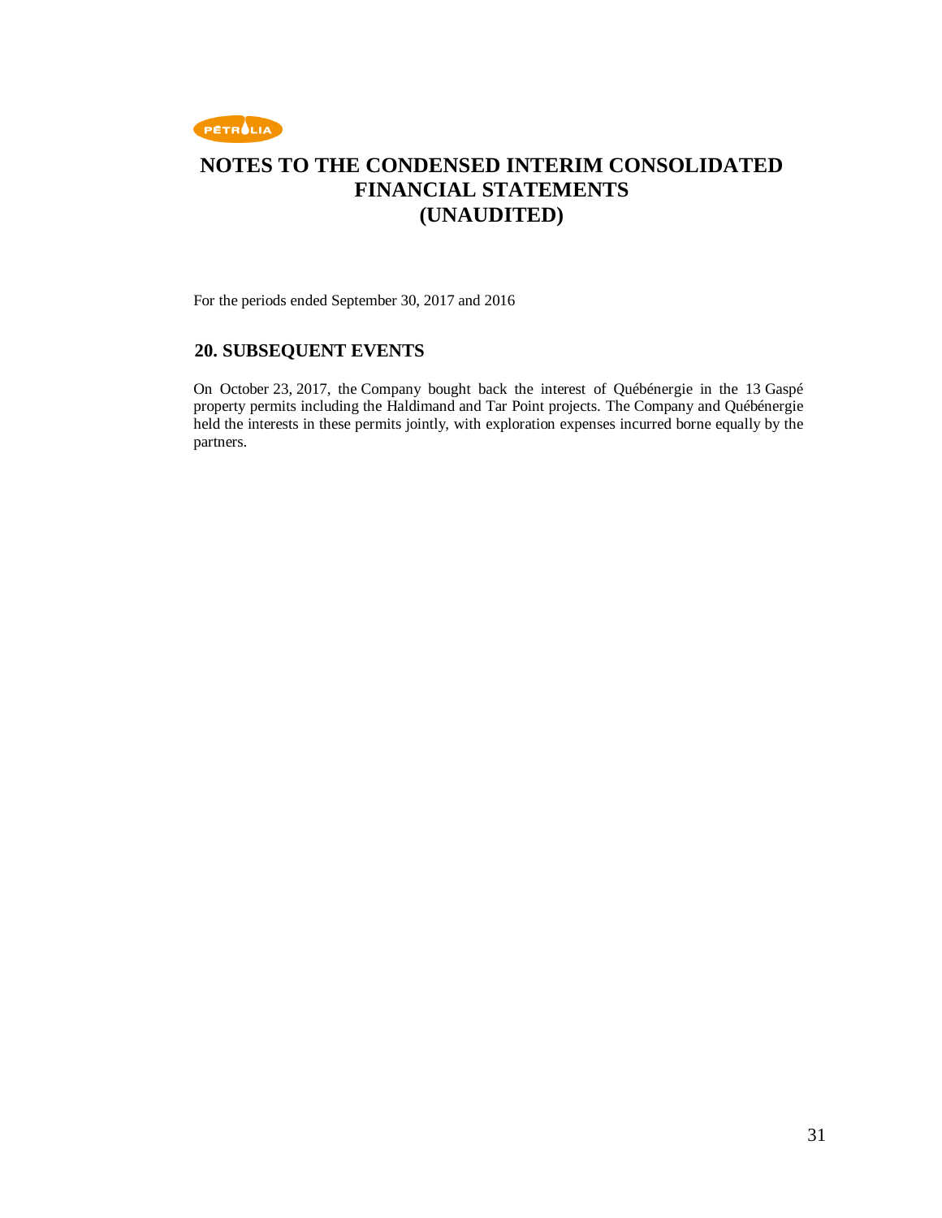# NOTES TO THE CONDENSED INTERIM CONSOLIDATED FINANCIAL STATEMENTS (UNAUDITED)

For the periods ended September 30, 2017 and 2016

## 20. SUBSEQUENT EVENTS

On October 23, 2017, the Company bought back the interest of Québénergie in the 13 Gaspé property permits including the Haldimand and Tar Point projects. The Company and Québénergie held the interests in these permits jointly, with exploration expenses incurred borne equally by the partners.